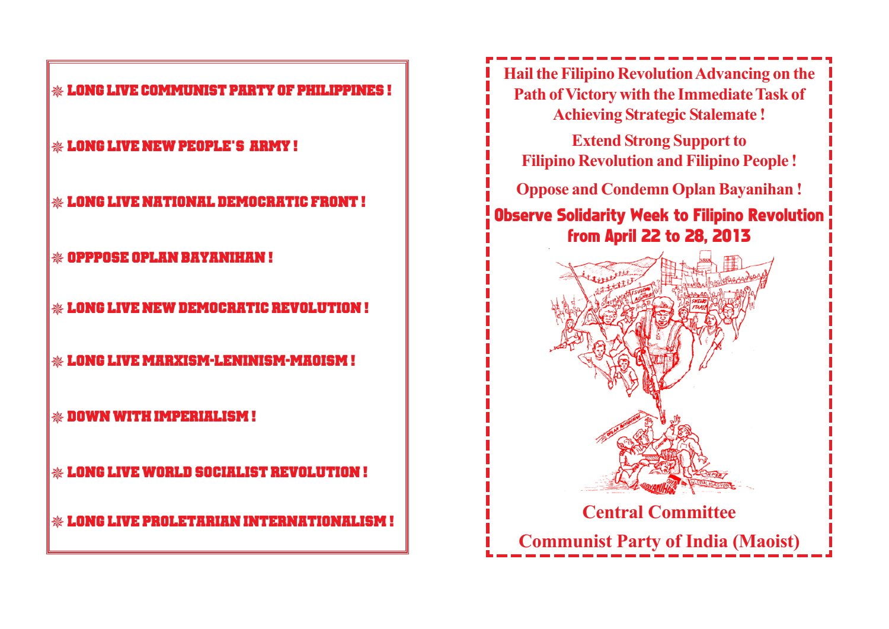- LONG LIVE COMMUNIST PARTY OF PHILIPPINES !
- LONG LIVE NEW PEOPLE'S ARMY !
- LONG LIVE NATIONAL DEMOCRATIC FRONT !
- OPPPOSE OPLAN BAYANIHAN !
- LONG LIVE NEW DEMOCRATIC REVOLUTION !
- LONG LIVE MARXISM-LENINISM-MAOISM !
- DOWN WITH IMPERIALISM !
- LONG LIVE WORLD SOCIALIST REVOLUTION !
- LONG LIVE PROLETARIAN INTERNATIONALISM !

**Hail the Filipino Revolution Advancing on the Path of Victory with the Immediate Task of Achieving Strategic Stalemate !**

**Extend Strong Support to Filipino Revolution and Filipino People !**

**Oppose and Condemn Oplan Bayanihan !**

## Observe Solidarity Week to Filipino Revolution from April 22 to 28, 2013

**Central Committee**

**Communist Party of India (Maoist)**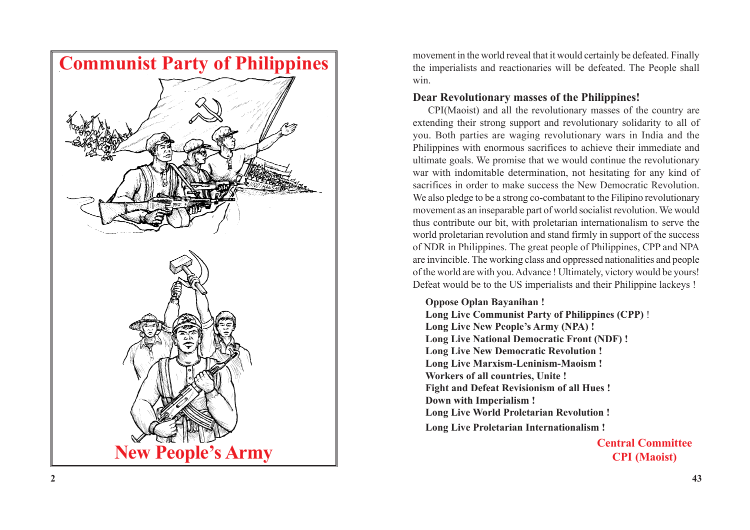# Communist Party of Philippines

# New People's Army

movement in the world reveal that it would certainly be defeated. Finally the imperialists and reactionaries will be defeated. The People shall win.

**Dear Revolutionary masses of the Philippines!**

CPI(Maoist) and all the revolutionary masses of the country are extending their strong support and revolutionary solidarity to all of you. Both parties are waging revolutionary wars in India and the Philippines with enormous sacrifices to achieve their immediate and ultimate goals. We promise that we would continue the revolutionary war with indomitable determination, not hesitating for any kind of sacrifices in order to make success the New Democratic Revolution. We also pledge to be a strong co-combatant to the Filipino revolutionary movement as an inseparable part of world socialist revolution. We would thus contribute our bit, with proletarian internationalism to serve the world proletarian revolution and stand firmly in support of the success of NDR in Philippines. The great people of Philippines, CPP and NPA are invincible. The working class and oppressed nationalities and people of the world are with you. Advance ! Ultimately, victory would be yours! Defeat would be to the US imperialists and their Philippine lackeys !

**Oppose Oplan Bayanihan !**
**Long Live Communist Party of Philippines (CPP) !**
**Long Live New People's Army (NPA) !**
**Long Live National Democratic Front (NDF) !**
**Long Live New Democratic Revolution !**
**Long Live Marxism-Leninism-Maoism !**
**Workers of all countries, Unite !**
**Fight and Defeat Revisionism of all Hues !**
**Down with Imperialism !**
**Long Live World Proletarian Revolution !**
**Long Live Proletarian Internationalism !**

**Central Committee**
**CPI (Maoist)**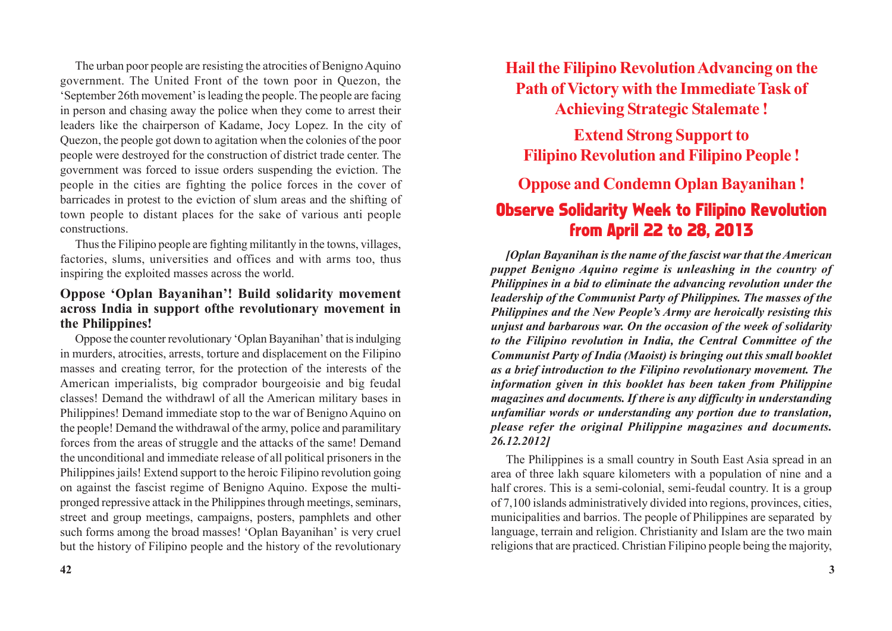The urban poor people are resisting the atrocities of Benigno Aquino government. The United Front of the town poor in Quezon, the 'September 26th movement' is leading the people. The people are facing in person and chasing away the police when they come to arrest their leaders like the chairperson of Kadame, Jocy Lopez. In the city of Quezon, the people got down to agitation when the colonies of the poor people were destroyed for the construction of district trade center. The government was forced to issue orders suspending the eviction. The people in the cities are fighting the police forces in the cover of barricades in protest to the eviction of slum areas and the shifting of town people to distant places for the sake of various anti people constructions.

Thus the Filipino people are fighting militantly in the towns, villages, factories, slums, universities and offices and with arms too, thus inspiring the exploited masses across the world.

### Oppose 'Oplan Bayanihan'! Build solidarity movement across India in support ofthe revolutionary movement in the Philippines!

Oppose the counter revolutionary 'Oplan Bayanihan' that is indulging in murders, atrocities, arrests, torture and displacement on the Filipino masses and creating terror, for the protection of the interests of the American imperialists, big comprador bourgeoisie and big feudal classes! Demand the withdrawl of all the American military bases in Philippines! Demand immediate stop to the war of Benigno Aquino on the people! Demand the withdrawal of the army, police and paramilitary forces from the areas of struggle and the attacks of the same! Demand the unconditional and immediate release of all political prisoners in the Philippines jails! Extend support to the heroic Filipino revolution going on against the fascist regime of Benigno Aquino. Expose the multi-pronged repressive attack in the Philippines through meetings, seminars, street and group meetings, campaigns, posters, pamphlets and other such forms among the broad masses! 'Oplan Bayanihan' is very cruel but the history of Filipino people and the history of the revolutionary

# Hail the Filipino Revolution Advancing on the Path of Victory with the Immediate Task of Achieving Strategic Stalemate !

## Extend Strong Support to Filipino Revolution and Filipino People !

## Oppose and Condemn Oplan Bayanihan !

## Observe Solidarity Week to Filipino Revolution from April 22 to 28, 2013

***[Oplan Bayanihan is the name of the fascist war that the American puppet Benigno Aquino regime is unleashing in the country of Philippines in a bid to eliminate the advancing revolution under the leadership of the Communist Party of Philippines. The masses of the Philippines and the New People's Army are heroically resisting this unjust and barbarous war. On the occasion of the week of solidarity to the Filipino revolution in India, the Central Committee of the Communist Party of India (Maoist) is bringing out this small booklet as a brief introduction to the Filipino revolutionary movement. The information given in this booklet has been taken from Philippine magazines and documents. If there is any difficulty in understanding unfamiliar words or understanding any portion due to translation, please refer the original Philippine magazines and documents. 26.12.2012]***

The Philippines is a small country in South East Asia spread in an area of three lakh square kilometers with a population of nine and a half crores. This is a semi-colonial, semi-feudal country. It is a group of 7,100 islands administratively divided into regions, provinces, cities, municipalities and barrios. The people of Philippines are separated by language, terrain and religion. Christianity and Islam are the two main religions that are practiced. Christian Filipino people being the majority,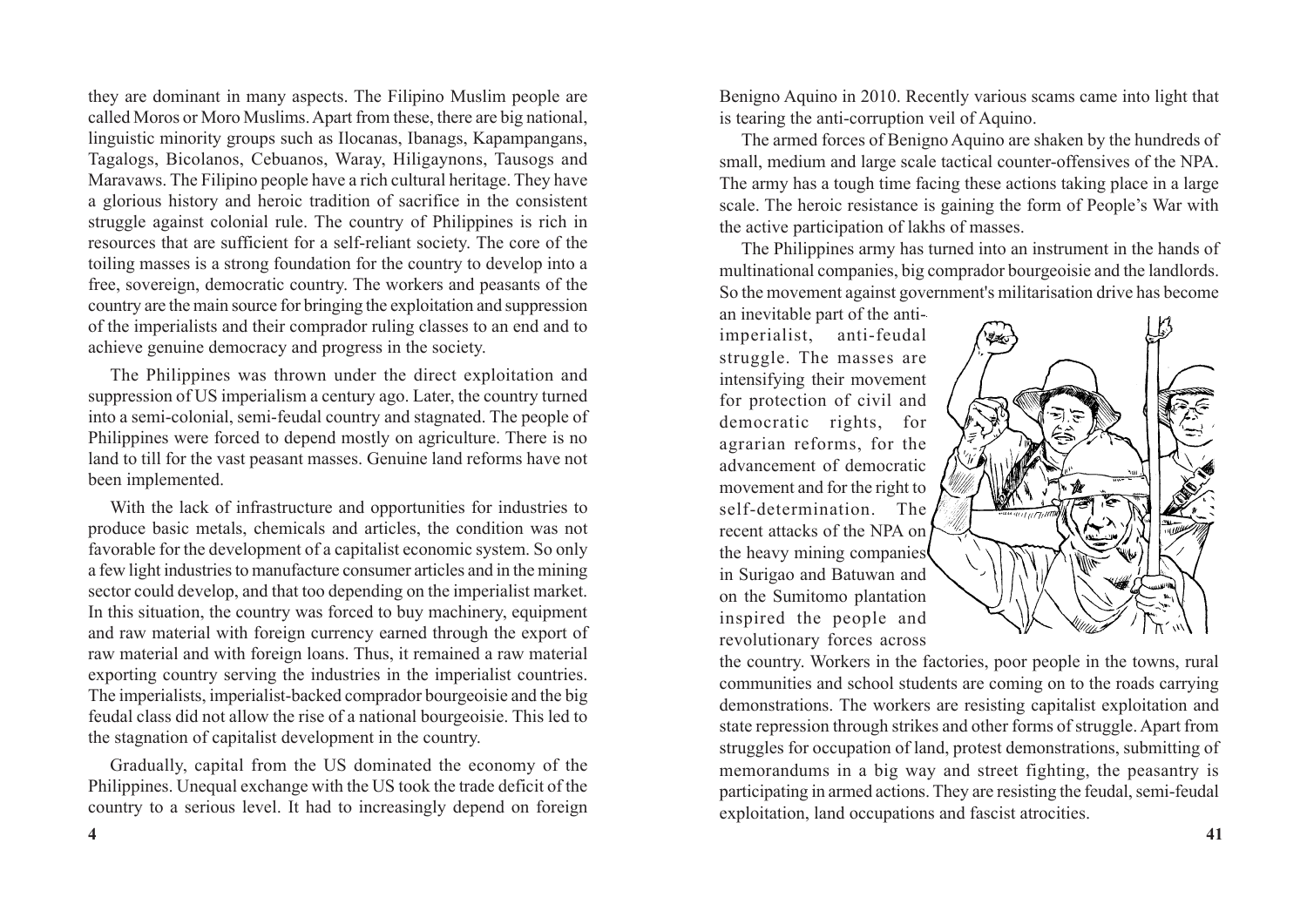they are dominant in many aspects. The Filipino Muslim people are called Moros or Moro Muslims. Apart from these, there are big national, linguistic minority groups such as Ilocanas, Ibanags, Kapampangans, Tagalogs, Bicolanos, Cebuanos, Waray, Hiligaynons, Tausogs and Maravaws. The Filipino people have a rich cultural heritage. They have a glorious history and heroic tradition of sacrifice in the consistent struggle against colonial rule. The country of Philippines is rich in resources that are sufficient for a self-reliant society. The core of the toiling masses is a strong foundation for the country to develop into a free, sovereign, democratic country. The workers and peasants of the country are the main source for bringing the exploitation and suppression of the imperialists and their comprador ruling classes to an end and to achieve genuine democracy and progress in the society.

The Philippines was thrown under the direct exploitation and suppression of US imperialism a century ago. Later, the country turned into a semi-colonial, semi-feudal country and stagnated. The people of Philippines were forced to depend mostly on agriculture. There is no land to till for the vast peasant masses. Genuine land reforms have not been implemented.

With the lack of infrastructure and opportunities for industries to produce basic metals, chemicals and articles, the condition was not favorable for the development of a capitalist economic system. So only a few light industries to manufacture consumer articles and in the mining sector could develop, and that too depending on the imperialist market. In this situation, the country was forced to buy machinery, equipment and raw material with foreign currency earned through the export of raw material and with foreign loans. Thus, it remained a raw material exporting country serving the industries in the imperialist countries. The imperialists, imperialist-backed comprador bourgeoisie and the big feudal class did not allow the rise of a national bourgeoisie. This led to the stagnation of capitalist development in the country.

Gradually, capital from the US dominated the economy of the Philippines. Unequal exchange with the US took the trade deficit of the country to a serious level. It had to increasingly depend on foreign

Benigno Aquino in 2010. Recently various scams came into light that is tearing the anti-corruption veil of Aquino.

The armed forces of Benigno Aquino are shaken by the hundreds of small, medium and large scale tactical counter-offensives of the NPA. The army has a tough time facing these actions taking place in a large scale. The heroic resistance is gaining the form of People's War with the active participation of lakhs of masses.

The Philippines army has turned into an instrument in the hands of multinational companies, big comprador bourgeoisie and the landlords. So the movement against government's militarisation drive has become an inevitable part of the anti-imperialist, anti-feudal struggle. The masses are intensifying their movement for protection of civil and democratic rights, for agrarian reforms, for the advancement of democratic movement and for the right to self-determination. The recent attacks of the NPA on the heavy mining companies in Surigao and Batuwan and on the Sumitomo plantation inspired the people and revolutionary forces across the country. Workers in the factories, poor people in the towns, rural communities and school students are coming on to the roads carrying demonstrations. The workers are resisting capitalist exploitation and state repression through strikes and other forms of struggle. Apart from struggles for occupation of land, protest demonstrations, submitting of memorandums in a big way and street fighting, the peasantry is participating in armed actions. They are resisting the feudal, semi-feudal exploitation, land occupations and fascist atrocities.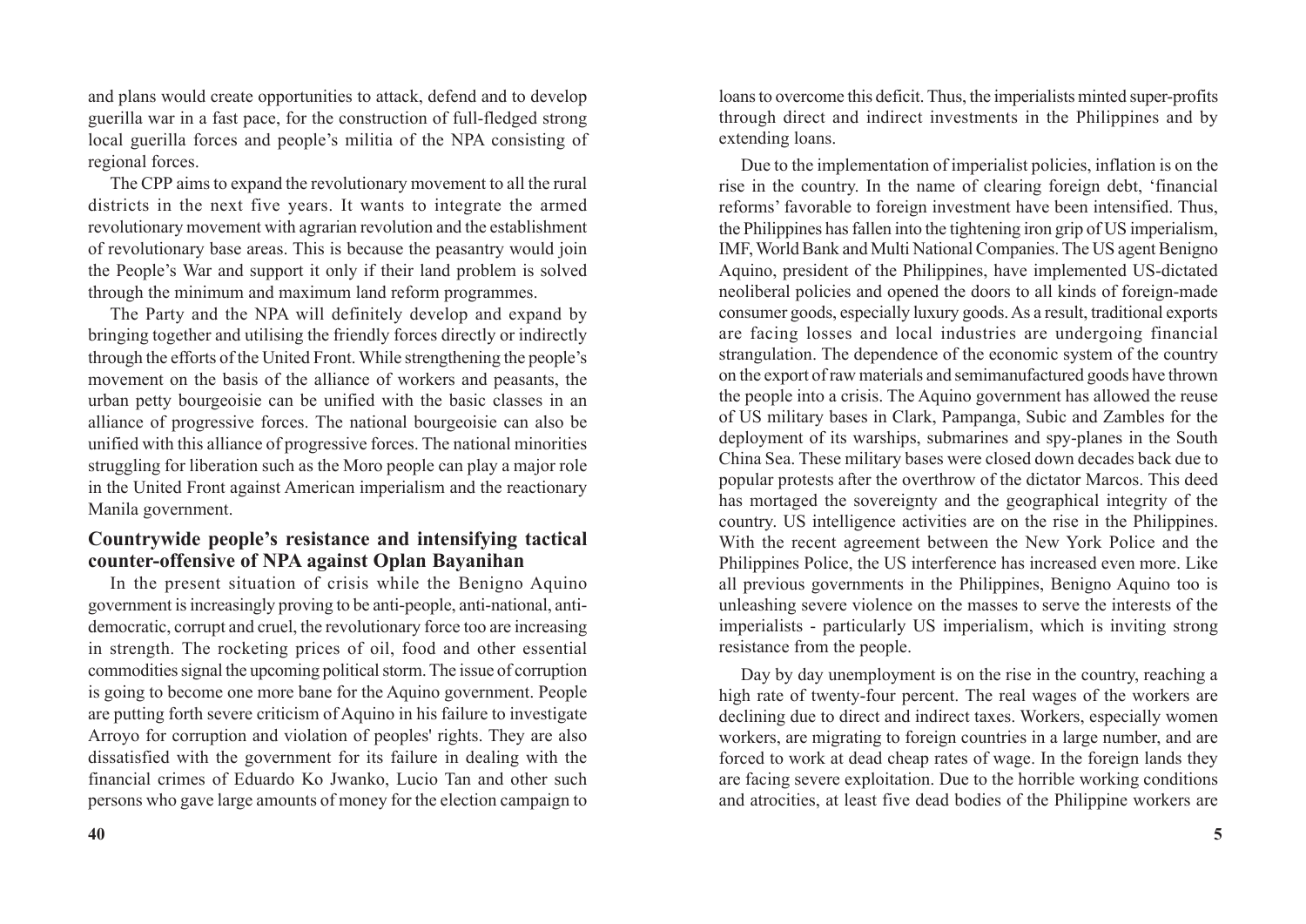and plans would create opportunities to attack, defend and to develop guerilla war in a fast pace, for the construction of full-fledged strong local guerilla forces and people's militia of the NPA consisting of regional forces.

The CPP aims to expand the revolutionary movement to all the rural districts in the next five years. It wants to integrate the armed revolutionary movement with agrarian revolution and the establishment of revolutionary base areas. This is because the peasantry would join the People's War and support it only if their land problem is solved through the minimum and maximum land reform programmes.

The Party and the NPA will definitely develop and expand by bringing together and utilising the friendly forces directly or indirectly through the efforts of the United Front. While strengthening the people's movement on the basis of the alliance of workers and peasants, the urban petty bourgeoisie can be unified with the basic classes in an alliance of progressive forces. The national bourgeoisie can also be unified with this alliance of progressive forces. The national minorities struggling for liberation such as the Moro people can play a major role in the United Front against American imperialism and the reactionary Manila government.

## Countrywide people's resistance and intensifying tactical counter-offensive of NPA against Oplan Bayanihan

In the present situation of crisis while the Benigno Aquino government is increasingly proving to be anti-people, anti-national, anti-democratic, corrupt and cruel, the revolutionary force too are increasing in strength. The rocketing prices of oil, food and other essential commodities signal the upcoming political storm. The issue of corruption is going to become one more bane for the Aquino government. People are putting forth severe criticism of Aquino in his failure to investigate Arroyo for corruption and violation of peoples' rights. They are also dissatisfied with the government for its failure in dealing with the financial crimes of Eduardo Ko Jwanko, Lucio Tan and other such persons who gave large amounts of money for the election campaign to

loans to overcome this deficit. Thus, the imperialists minted super-profits through direct and indirect investments in the Philippines and by extending loans.

Due to the implementation of imperialist policies, inflation is on the rise in the country. In the name of clearing foreign debt, 'financial reforms' favorable to foreign investment have been intensified. Thus, the Philippines has fallen into the tightening iron grip of US imperialism, IMF, World Bank and Multi National Companies. The US agent Benigno Aquino, president of the Philippines, have implemented US-dictated neoliberal policies and opened the doors to all kinds of foreign-made consumer goods, especially luxury goods. As a result, traditional exports are facing losses and local industries are undergoing financial strangulation. The dependence of the economic system of the country on the export of raw materials and semimanufactured goods have thrown the people into a crisis. The Aquino government has allowed the reuse of US military bases in Clark, Pampanga, Subic and Zambles for the deployment of its warships, submarines and spy-planes in the South China Sea. These military bases were closed down decades back due to popular protests after the overthrow of the dictator Marcos. This deed has mortaged the sovereignty and the geographical integrity of the country. US intelligence activities are on the rise in the Philippines. With the recent agreement between the New York Police and the Philippines Police, the US interference has increased even more. Like all previous governments in the Philippines, Benigno Aquino too is unleashing severe violence on the masses to serve the interests of the imperialists - particularly US imperialism, which is inviting strong resistance from the people.

Day by day unemployment is on the rise in the country, reaching a high rate of twenty-four percent. The real wages of the workers are declining due to direct and indirect taxes. Workers, especially women workers, are migrating to foreign countries in a large number, and are forced to work at dead cheap rates of wage. In the foreign lands they are facing severe exploitation. Due to the horrible working conditions and atrocities, at least five dead bodies of the Philippine workers are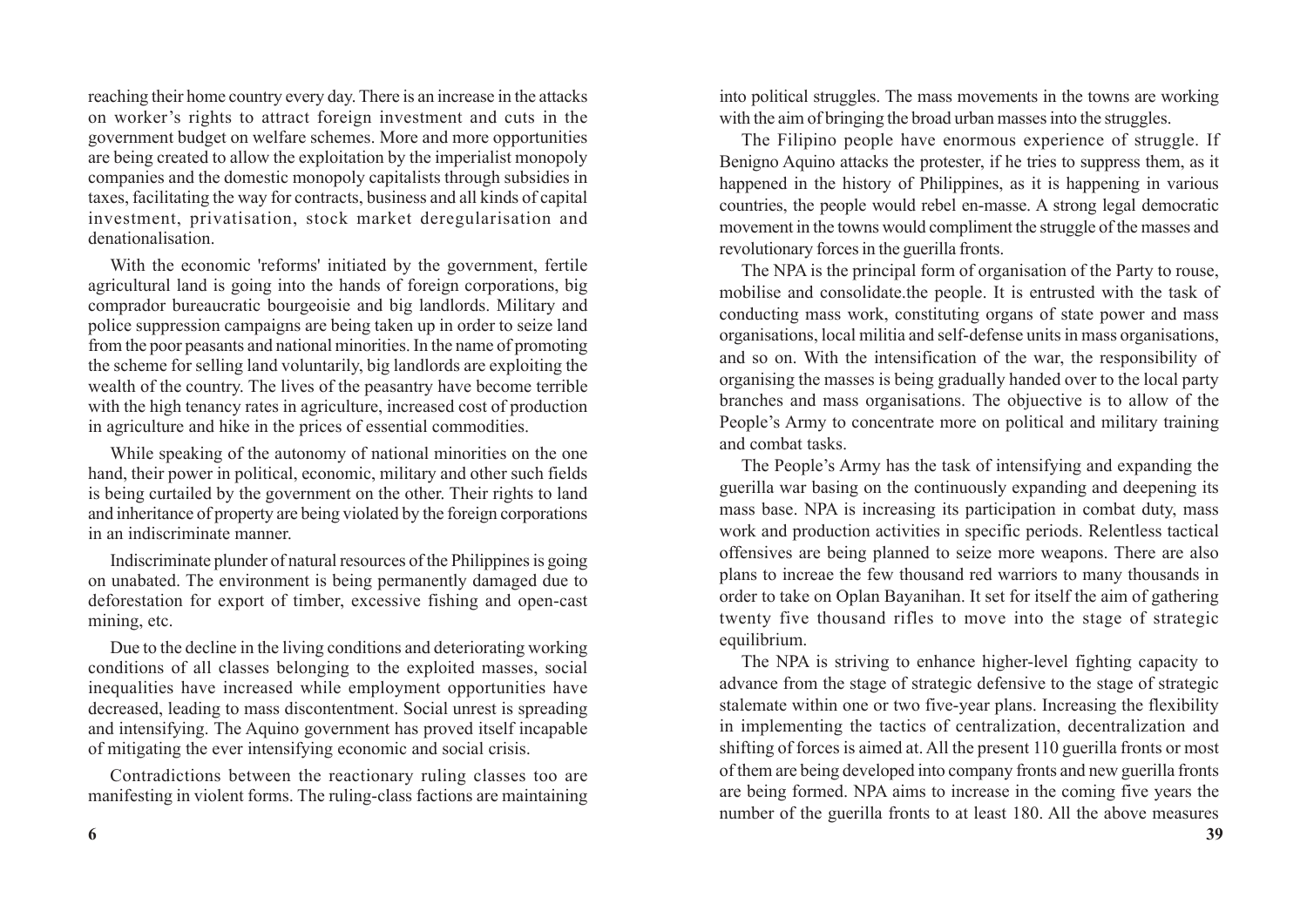reaching their home country every day. There is an increase in the attacks on worker's rights to attract foreign investment and cuts in the government budget on welfare schemes. More and more opportunities are being created to allow the exploitation by the imperialist monopoly companies and the domestic monopoly capitalists through subsidies in taxes, facilitating the way for contracts, business and all kinds of capital investment, privatisation, stock market deregularisation and denationalisation.

With the economic 'reforms' initiated by the government, fertile agricultural land is going into the hands of foreign corporations, big comprador bureaucratic bourgeoisie and big landlords. Military and police suppression campaigns are being taken up in order to seize land from the poor peasants and national minorities. In the name of promoting the scheme for selling land voluntarily, big landlords are exploiting the wealth of the country. The lives of the peasantry have become terrible with the high tenancy rates in agriculture, increased cost of production in agriculture and hike in the prices of essential commodities.

While speaking of the autonomy of national minorities on the one hand, their power in political, economic, military and other such fields is being curtailed by the government on the other. Their rights to land and inheritance of property are being violated by the foreign corporations in an indiscriminate manner.

Indiscriminate plunder of natural resources of the Philippines is going on unabated. The environment is being permanently damaged due to deforestation for export of timber, excessive fishing and open-cast mining, etc.

Due to the decline in the living conditions and deteriorating working conditions of all classes belonging to the exploited masses, social inequalities have increased while employment opportunities have decreased, leading to mass discontentment. Social unrest is spreading and intensifying. The Aquino government has proved itself incapable of mitigating the ever intensifying economic and social crisis.

Contradictions between the reactionary ruling classes too are manifesting in violent forms. The ruling-class factions are maintaining

into political struggles. The mass movements in the towns are working with the aim of bringing the broad urban masses into the struggles.

The Filipino people have enormous experience of struggle. If Benigno Aquino attacks the protester, if he tries to suppress them, as it happened in the history of Philippines, as it is happening in various countries, the people would rebel en-masse. A strong legal democratic movement in the towns would compliment the struggle of the masses and revolutionary forces in the guerilla fronts.

The NPA is the principal form of organisation of the Party to rouse, mobilise and consolidate.the people. It is entrusted with the task of conducting mass work, constituting organs of state power and mass organisations, local militia and self-defense units in mass organisations, and so on. With the intensification of the war, the responsibility of organising the masses is being gradually handed over to the local party branches and mass organisations. The objuective is to allow of the People's Army to concentrate more on political and military training and combat tasks.

The People's Army has the task of intensifying and expanding the guerilla war basing on the continuously expanding and deepening its mass base. NPA is increasing its participation in combat duty, mass work and production activities in specific periods. Relentless tactical offensives are being planned to seize more weapons. There are also plans to increae the few thousand red warriors to many thousands in order to take on Oplan Bayanihan. It set for itself the aim of gathering twenty five thousand rifles to move into the stage of strategic equilibrium.

The NPA is striving to enhance higher-level fighting capacity to advance from the stage of strategic defensive to the stage of strategic stalemate within one or two five-year plans. Increasing the flexibility in implementing the tactics of centralization, decentralization and shifting of forces is aimed at. All the present 110 guerilla fronts or most of them are being developed into company fronts and new guerilla fronts are being formed. NPA aims to increase in the coming five years the number of the guerilla fronts to at least 180. All the above measures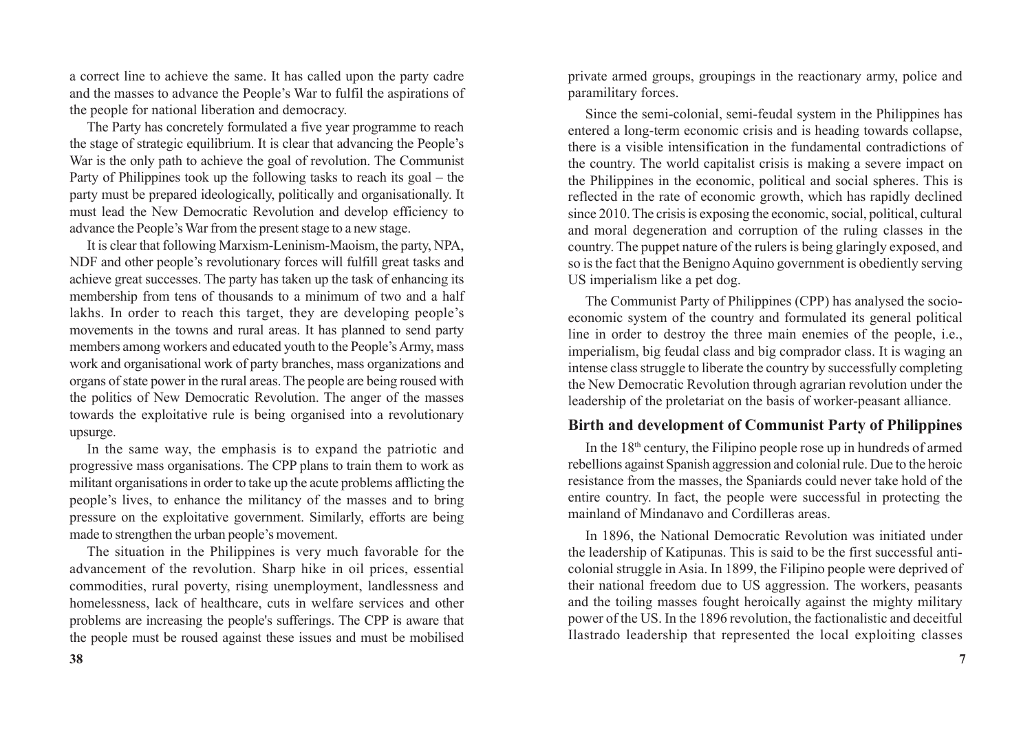a correct line to achieve the same. It has called upon the party cadre and the masses to advance the People's War to fulfil the aspirations of the people for national liberation and democracy.

The Party has concretely formulated a five year programme to reach the stage of strategic equilibrium. It is clear that advancing the People's War is the only path to achieve the goal of revolution. The Communist Party of Philippines took up the following tasks to reach its goal – the party must be prepared ideologically, politically and organisationally. It must lead the New Democratic Revolution and develop efficiency to advance the People's War from the present stage to a new stage.

It is clear that following Marxism-Leninism-Maoism, the party, NPA, NDF and other people's revolutionary forces will fulfill great tasks and achieve great successes. The party has taken up the task of enhancing its membership from tens of thousands to a minimum of two and a half lakhs. In order to reach this target, they are developing people's movements in the towns and rural areas. It has planned to send party members among workers and educated youth to the People's Army, mass work and organisational work of party branches, mass organizations and organs of state power in the rural areas. The people are being roused with the politics of New Democratic Revolution. The anger of the masses towards the exploitative rule is being organised into a revolutionary upsurge.

In the same way, the emphasis is to expand the patriotic and progressive mass organisations. The CPP plans to train them to work as militant organisations in order to take up the acute problems afflicting the people's lives, to enhance the militancy of the masses and to bring pressure on the exploitative government. Similarly, efforts are being made to strengthen the urban people's movement.

The situation in the Philippines is very much favorable for the advancement of the revolution. Sharp hike in oil prices, essential commodities, rural poverty, rising unemployment, landlessness and homelessness, lack of healthcare, cuts in welfare services and other problems are increasing the people's sufferings. The CPP is aware that the people must be roused against these issues and must be mobilised

private armed groups, groupings in the reactionary army, police and paramilitary forces.

Since the semi-colonial, semi-feudal system in the Philippines has entered a long-term economic crisis and is heading towards collapse, there is a visible intensification in the fundamental contradictions of the country. The world capitalist crisis is making a severe impact on the Philippines in the economic, political and social spheres. This is reflected in the rate of economic growth, which has rapidly declined since 2010. The crisis is exposing the economic, social, political, cultural and moral degeneration and corruption of the ruling classes in the country. The puppet nature of the rulers is being glaringly exposed, and so is the fact that the Benigno Aquino government is obediently serving US imperialism like a pet dog.

The Communist Party of Philippines (CPP) has analysed the socio-economic system of the country and formulated its general political line in order to destroy the three main enemies of the people, i.e., imperialism, big feudal class and big comprador class. It is waging an intense class struggle to liberate the country by successfully completing the New Democratic Revolution through agrarian revolution under the leadership of the proletariat on the basis of worker-peasant alliance.

## Birth and development of Communist Party of Philippines

In the 18th century, the Filipino people rose up in hundreds of armed rebellions against Spanish aggression and colonial rule. Due to the heroic resistance from the masses, the Spaniards could never take hold of the entire country. In fact, the people were successful in protecting the mainland of Mindanavo and Cordilleras areas.

In 1896, the National Democratic Revolution was initiated under the leadership of Katipunas. This is said to be the first successful anti-colonial struggle in Asia. In 1899, the Filipino people were deprived of their national freedom due to US aggression. The workers, peasants and the toiling masses fought heroically against the mighty military power of the US. In the 1896 revolution, the factionalistic and deceitful Ilastrado leadership that represented the local exploiting classes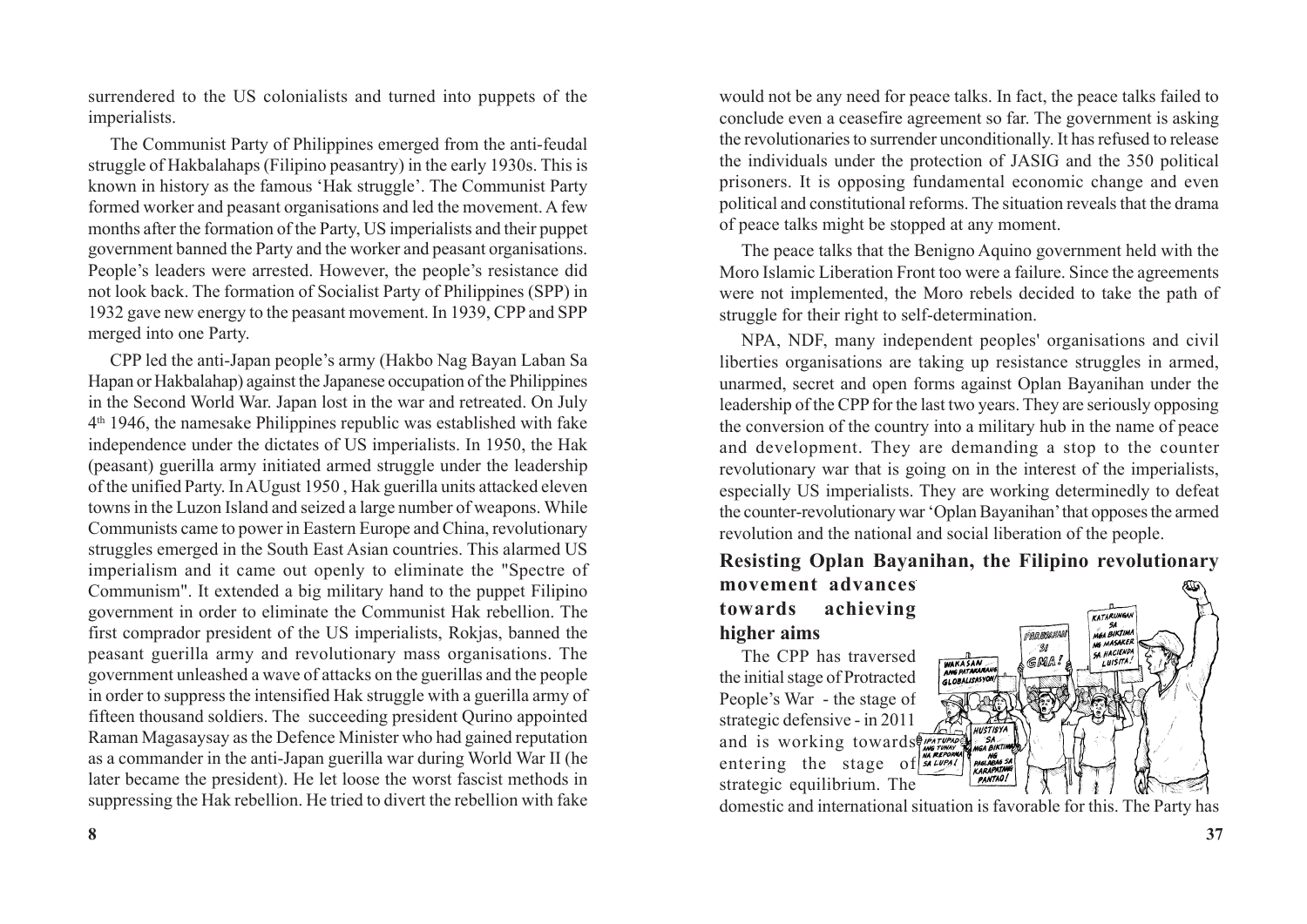surrendered to the US colonialists and turned into puppets of the imperialists.

The Communist Party of Philippines emerged from the anti-feudal struggle of Hakbalahaps (Filipino peasantry) in the early 1930s. This is known in history as the famous 'Hak struggle'. The Communist Party formed worker and peasant organisations and led the movement. A few months after the formation of the Party, US imperialists and their puppet government banned the Party and the worker and peasant organisations. People's leaders were arrested. However, the people's resistance did not look back. The formation of Socialist Party of Philippines (SPP) in 1932 gave new energy to the peasant movement. In 1939, CPP and SPP merged into one Party.

CPP led the anti-Japan people's army (Hakbo Nag Bayan Laban Sa Hapan or Hakbalahap) against the Japanese occupation of the Philippines in the Second World War. Japan lost in the war and retreated. On July 4th 1946, the namesake Philippines republic was established with fake independence under the dictates of US imperialists. In 1950, the Hak (peasant) guerilla army initiated armed struggle under the leadership of the unified Party. In AUgust 1950 , Hak guerilla units attacked eleven towns in the Luzon Island and seized a large number of weapons. While Communists came to power in Eastern Europe and China, revolutionary struggles emerged in the South East Asian countries. This alarmed US imperialism and it came out openly to eliminate the "Spectre of Communism". It extended a big military hand to the puppet Filipino government in order to eliminate the Communist Hak rebellion. The first comprador president of the US imperialists, Rokjas, banned the peasant guerilla army and revolutionary mass organisations. The government unleashed a wave of attacks on the guerillas and the people in order to suppress the intensified Hak struggle with a guerilla army of fifteen thousand soldiers. The succeeding president Qurino appointed Raman Magasaysay as the Defence Minister who had gained reputation as a commander in the anti-Japan guerilla war during World War II (he later became the president). He let loose the worst fascist methods in suppressing the Hak rebellion. He tried to divert the rebellion with fake

would not be any need for peace talks. In fact, the peace talks failed to conclude even a ceasefire agreement so far. The government is asking the revolutionaries to surrender unconditionally. It has refused to release the individuals under the protection of JASIG and the 350 political prisoners. It is opposing fundamental economic change and even political and constitutional reforms. The situation reveals that the drama of peace talks might be stopped at any moment.

The peace talks that the Benigno Aquino government held with the Moro Islamic Liberation Front too were a failure. Since the agreements were not implemented, the Moro rebels decided to take the path of struggle for their right to self-determination.

NPA, NDF, many independent peoples' organisations and civil liberties organisations are taking up resistance struggles in armed, unarmed, secret and open forms against Oplan Bayanihan under the leadership of the CPP for the last two years. They are seriously opposing the conversion of the country into a military hub in the name of peace and development. They are demanding a stop to the counter revolutionary war that is going on in the interest of the imperialists, especially US imperialists. They are working determinedly to defeat the counter-revolutionary war 'Oplan Bayanihan' that opposes the armed revolution and the national and social liberation of the people.

## Resisting Oplan Bayanihan, the Filipino revolutionary movement advances towards achieving higher aims

The CPP has traversed the initial stage of Protracted People's War - the stage of strategic defensive - in 2011 and is working towards entering the stage of strategic equilibrium. The domestic and international situation is favorable for this. The Party has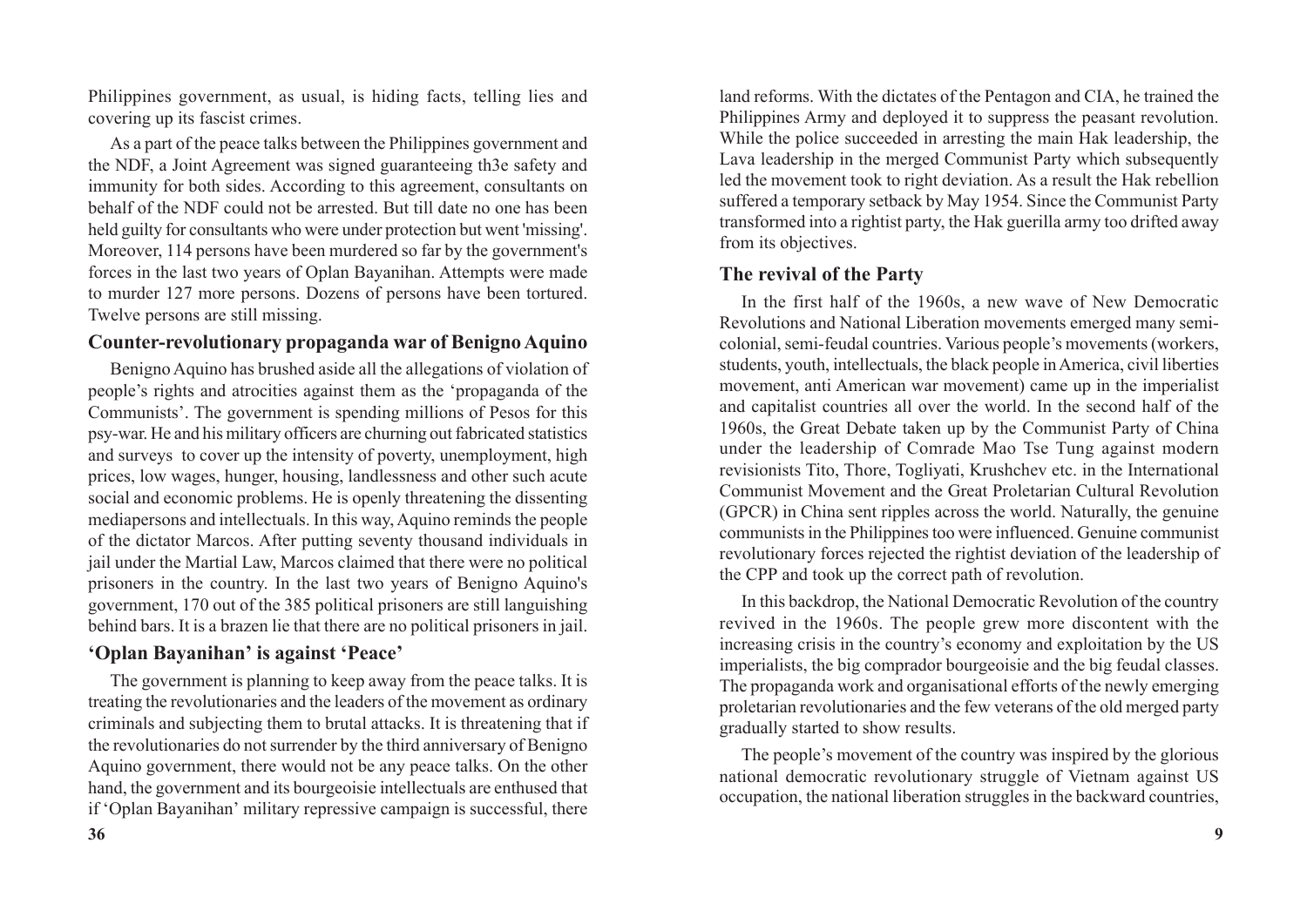Philippines government, as usual, is hiding facts, telling lies and covering up its fascist crimes.

As a part of the peace talks between the Philippines government and the NDF, a Joint Agreement was signed guaranteeing th3e safety and immunity for both sides. According to this agreement, consultants on behalf of the NDF could not be arrested. But till date no one has been held guilty for consultants who were under protection but went 'missing'. Moreover, 114 persons have been murdered so far by the government's forces in the last two years of Oplan Bayanihan. Attempts were made to murder 127 more persons. Dozens of persons have been tortured. Twelve persons are still missing.

## Counter-revolutionary propaganda war of Benigno Aquino

Benigno Aquino has brushed aside all the allegations of violation of people's rights and atrocities against them as the 'propaganda of the Communists'. The government is spending millions of Pesos for this psy-war. He and his military officers are churning out fabricated statistics and surveys to cover up the intensity of poverty, unemployment, high prices, low wages, hunger, housing, landlessness and other such acute social and economic problems. He is openly threatening the dissenting mediapersons and intellectuals. In this way, Aquino reminds the people of the dictator Marcos. After putting seventy thousand individuals in jail under the Martial Law, Marcos claimed that there were no political prisoners in the country. In the last two years of Benigno Aquino's government, 170 out of the 385 political prisoners are still languishing behind bars. It is a brazen lie that there are no political prisoners in jail.

## 'Oplan Bayanihan' is against 'Peace'

The government is planning to keep away from the peace talks. It is treating the revolutionaries and the leaders of the movement as ordinary criminals and subjecting them to brutal attacks. It is threatening that if the revolutionaries do not surrender by the third anniversary of Benigno Aquino government, there would not be any peace talks. On the other hand, the government and its bourgeoisie intellectuals are enthused that if 'Oplan Bayanihan' military repressive campaign is successful, there

land reforms. With the dictates of the Pentagon and CIA, he trained the Philippines Army and deployed it to suppress the peasant revolution. While the police succeeded in arresting the main Hak leadership, the Lava leadership in the merged Communist Party which subsequently led the movement took to right deviation. As a result the Hak rebellion suffered a temporary setback by May 1954. Since the Communist Party transformed into a rightist party, the Hak guerilla army too drifted away from its objectives.

## The revival of the Party

In the first half of the 1960s, a new wave of New Democratic Revolutions and National Liberation movements emerged many semi-colonial, semi-feudal countries. Various people's movements (workers, students, youth, intellectuals, the black people in America, civil liberties movement, anti American war movement) came up in the imperialist and capitalist countries all over the world. In the second half of the 1960s, the Great Debate taken up by the Communist Party of China under the leadership of Comrade Mao Tse Tung against modern revisionists Tito, Thore, Togliyati, Krushchev etc. in the International Communist Movement and the Great Proletarian Cultural Revolution (GPCR) in China sent ripples across the world. Naturally, the genuine communists in the Philippines too were influenced. Genuine communist revolutionary forces rejected the rightist deviation of the leadership of the CPP and took up the correct path of revolution.

In this backdrop, the National Democratic Revolution of the country revived in the 1960s. The people grew more discontent with the increasing crisis in the country's economy and exploitation by the US imperialists, the big comprador bourgeoisie and the big feudal classes. The propaganda work and organisational efforts of the newly emerging proletarian revolutionaries and the few veterans of the old merged party gradually started to show results.

The people's movement of the country was inspired by the glorious national democratic revolutionary struggle of Vietnam against US occupation, the national liberation struggles in the backward countries,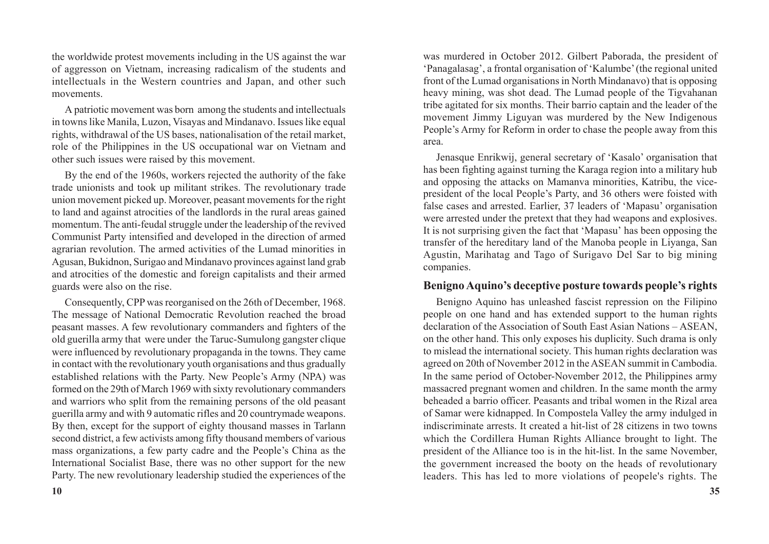the worldwide protest movements including in the US against the war of aggresson on Vietnam, increasing radicalism of the students and intellectuals in the Western countries and Japan, and other such movements.

A patriotic movement was born among the students and intellectuals in towns like Manila, Luzon, Visayas and Mindanavo. Issues like equal rights, withdrawal of the US bases, nationalisation of the retail market, role of the Philippines in the US occupational war on Vietnam and other such issues were raised by this movement.

By the end of the 1960s, workers rejected the authority of the fake trade unionists and took up militant strikes. The revolutionary trade union movement picked up. Moreover, peasant movements for the right to land and against atrocities of the landlords in the rural areas gained momentum. The anti-feudal struggle under the leadership of the revived Communist Party intensified and developed in the direction of armed agrarian revolution. The armed activities of the Lumad minorities in Agusan, Bukidnon, Surigao and Mindanavo provinces against land grab and atrocities of the domestic and foreign capitalists and their armed guards were also on the rise.

Consequently, CPP was reorganised on the 26th of December, 1968. The message of National Democratic Revolution reached the broad peasant masses. A few revolutionary commanders and fighters of the old guerilla army that were under the Taruc-Sumulong gangster clique were influenced by revolutionary propaganda in the towns. They came in contact with the revolutionary youth organisations and thus gradually established relations with the Party. New People's Army (NPA) was formed on the 29th of March 1969 with sixty revolutionary commanders and warriors who split from the remaining persons of the old peasant guerilla army and with 9 automatic rifles and 20 countrymade weapons. By then, except for the support of eighty thousand masses in Tarlann second district, a few activists among fifty thousand members of various mass organizations, a few party cadre and the People's China as the International Socialist Base, there was no other support for the new Party. The new revolutionary leadership studied the experiences of the

was murdered in October 2012. Gilbert Paborada, the president of 'Panagalasag', a frontal organisation of 'Kalumbe' (the regional united front of the Lumad organisations in North Mindanavo) that is opposing heavy mining, was shot dead. The Lumad people of the Tigvahanan tribe agitated for six months. Their barrio captain and the leader of the movement Jimmy Liguyan was murdered by the New Indigenous People's Army for Reform in order to chase the people away from this area.

Jenasque Enrikwij, general secretary of 'Kasalo' organisation that has been fighting against turning the Karaga region into a military hub and opposing the attacks on Mamanva minorities, Katribu, the vice-president of the local People's Party, and 36 others were foisted with false cases and arrested. Earlier, 37 leaders of 'Mapasu' organisation were arrested under the pretext that they had weapons and explosives. It is not surprising given the fact that 'Mapasu' has been opposing the transfer of the hereditary land of the Manoba people in Liyanga, San Agustin, Marihatag and Tago of Surigavo Del Sar to big mining companies.

## Benigno Aquino's deceptive posture towards people's rights

Benigno Aquino has unleashed fascist repression on the Filipino people on one hand and has extended support to the human rights declaration of the Association of South East Asian Nations – ASEAN, on the other hand. This only exposes his duplicity. Such drama is only to mislead the international society. This human rights declaration was agreed on 20th of November 2012 in the ASEAN summit in Cambodia. In the same period of October-November 2012, the Philippines army massacred pregnant women and children. In the same month the army beheaded a barrio officer. Peasants and tribal women in the Rizal area of Samar were kidnapped. In Compostela Valley the army indulged in indiscriminate arrests. It created a hit-list of 28 citizens in two towns which the Cordillera Human Rights Alliance brought to light. The president of the Alliance too is in the hit-list. In the same November, the government increased the booty on the heads of revolutionary leaders. This has led to more violations of peopele's rights. The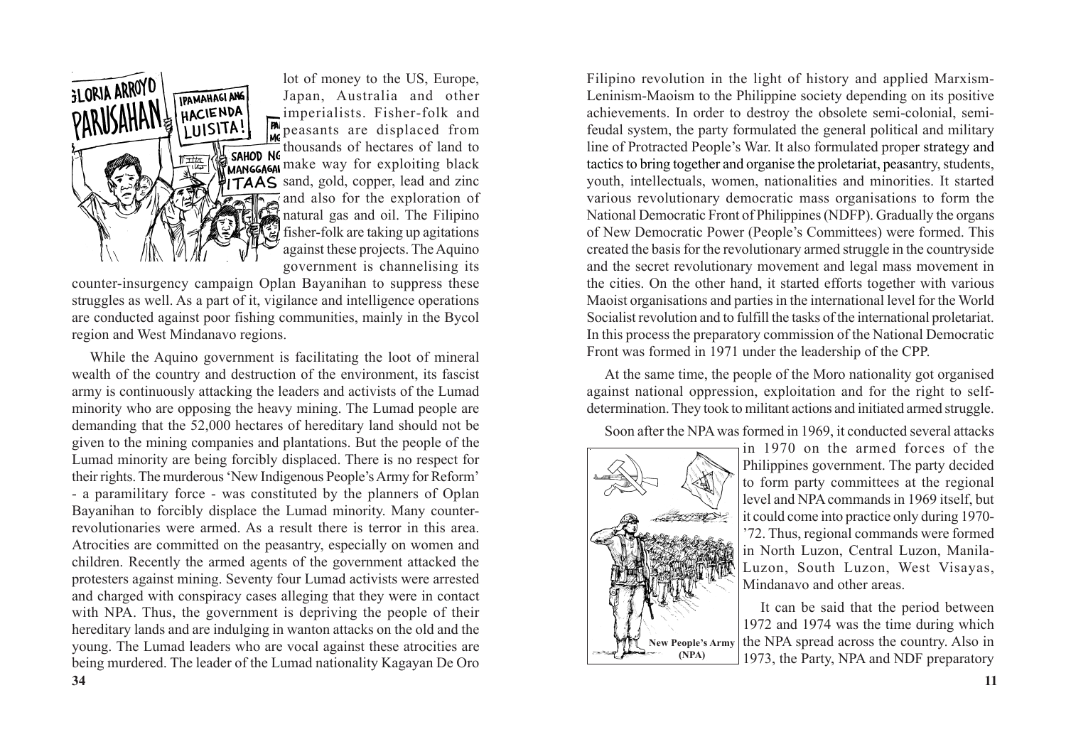lot of money to the US, Europe, Japan, Australia and other imperialists. Fisher-folk and peasants are displaced from thousands of hectares of land to make way for exploiting black sand, gold, copper, lead and zinc and also for the exploration of natural gas and oil. The Filipino fisher-folk are taking up agitations against these projects. The Aquino government is channelising its counter-insurgency campaign Oplan Bayanihan to suppress these struggles as well. As a part of it, vigilance and intelligence operations are conducted against poor fishing communities, mainly in the Bycol region and West Mindanavo regions.

While the Aquino government is facilitating the loot of mineral wealth of the country and destruction of the environment, its fascist army is continuously attacking the leaders and activists of the Lumad minority who are opposing the heavy mining. The Lumad people are demanding that the 52,000 hectares of hereditary land should not be given to the mining companies and plantations. But the people of the Lumad minority are being forcibly displaced. There is no respect for their rights. The murderous 'New Indigenous People's Army for Reform' - a paramilitary force - was constituted by the planners of Oplan Bayanihan to forcibly displace the Lumad minority. Many counter-revolutionaries were armed. As a result there is terror in this area. Atrocities are committed on the peasantry, especially on women and children. Recently the armed agents of the government attacked the protesters against mining. Seventy four Lumad activists were arrested and charged with conspiracy cases alleging that they were in contact with NPA. Thus, the government is depriving the people of their hereditary lands and are indulging in wanton attacks on the old and the young. The Lumad leaders who are vocal against these atrocities are being murdered. The leader of the Lumad nationality Kagayan De Oro

Filipino revolution in the light of history and applied Marxism-Leninism-Maoism to the Philippine society depending on its positive achievements. In order to destroy the obsolete semi-colonial, semi-feudal system, the party formulated the general political and military line of Protracted People's War. It also formulated proper strategy and tactics to bring together and organise the proletariat, peasantry, students, youth, intellectuals, women, nationalities and minorities. It started various revolutionary democratic mass organisations to form the National Democratic Front of Philippines (NDFP). Gradually the organs of New Democratic Power (People's Committees) were formed. This created the basis for the revolutionary armed struggle in the countryside and the secret revolutionary movement and legal mass movement in the cities. On the other hand, it started efforts together with various Maoist organisations and parties in the international level for the World Socialist revolution and to fulfill the tasks of the international proletariat. In this process the preparatory commission of the National Democratic Front was formed in 1971 under the leadership of the CPP.

At the same time, the people of the Moro nationality got organised against national oppression, exploitation and for the right to self-determination. They took to militant actions and initiated armed struggle.

Soon after the NPA was formed in 1969, it conducted several attacks in 1970 on the armed forces of the Philippines government. The party decided to form party committees at the regional level and NPA commands in 1969 itself, but it could come into practice only during 1970-'72. Thus, regional commands were formed in North Luzon, Central Luzon, Manila-Luzon, South Luzon, West Visayas, Mindanavo and other areas.

New People's Army (NPA)

It can be said that the period between 1972 and 1974 was the time during which the NPA spread across the country. Also in 1973, the Party, NPA and NDF preparatory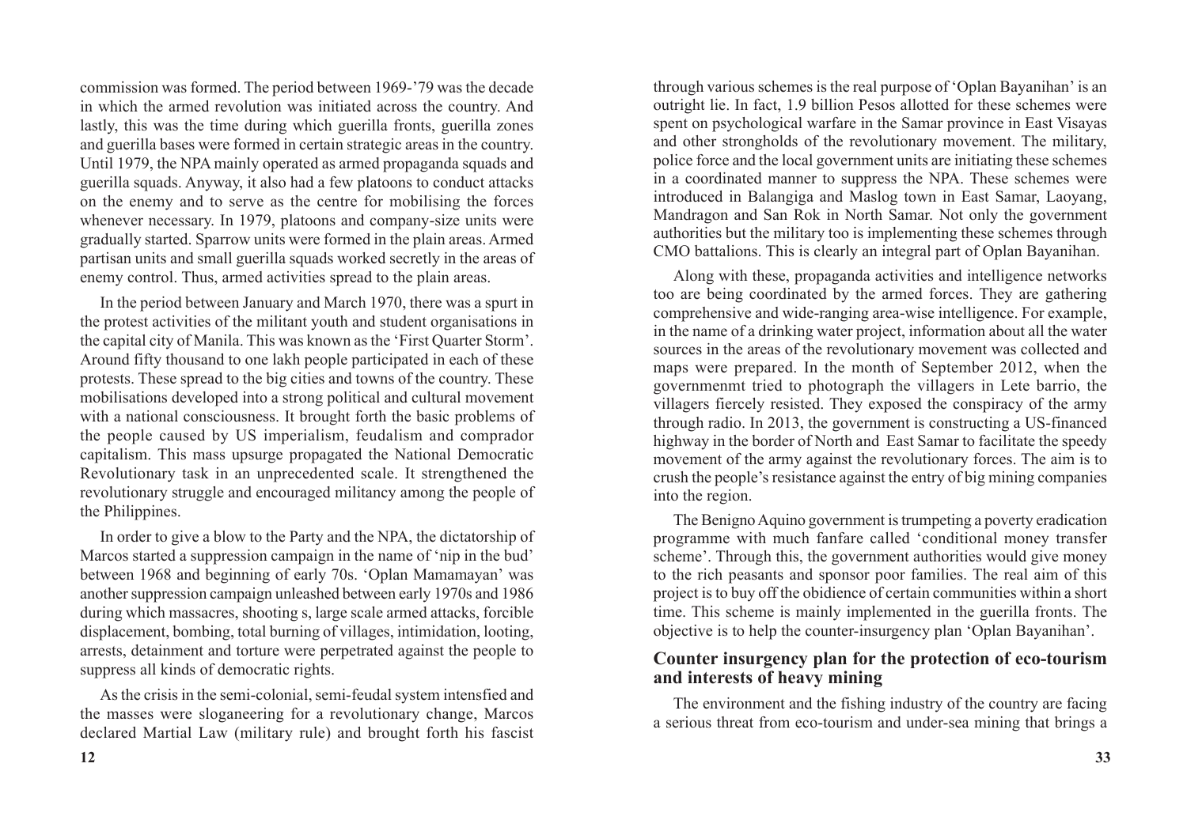commission was formed. The period between 1969-'79 was the decade in which the armed revolution was initiated across the country. And lastly, this was the time during which guerilla fronts, guerilla zones and guerilla bases were formed in certain strategic areas in the country. Until 1979, the NPA mainly operated as armed propaganda squads and guerilla squads. Anyway, it also had a few platoons to conduct attacks on the enemy and to serve as the centre for mobilising the forces whenever necessary. In 1979, platoons and company-size units were gradually started. Sparrow units were formed in the plain areas. Armed partisan units and small guerilla squads worked secretly in the areas of enemy control. Thus, armed activities spread to the plain areas.

In the period between January and March 1970, there was a spurt in the protest activities of the militant youth and student organisations in the capital city of Manila. This was known as the 'First Quarter Storm'. Around fifty thousand to one lakh people participated in each of these protests. These spread to the big cities and towns of the country. These mobilisations developed into a strong political and cultural movement with a national consciousness. It brought forth the basic problems of the people caused by US imperialism, feudalism and comprador capitalism. This mass upsurge propagated the National Democratic Revolutionary task in an unprecedented scale. It strengthened the revolutionary struggle and encouraged militancy among the people of the Philippines.

In order to give a blow to the Party and the NPA, the dictatorship of Marcos started a suppression campaign in the name of 'nip in the bud' between 1968 and beginning of early 70s. 'Oplan Mamamayan' was another suppression campaign unleashed between early 1970s and 1986 during which massacres, shooting s, large scale armed attacks, forcible displacement, bombing, total burning of villages, intimidation, looting, arrests, detainment and torture were perpetrated against the people to suppress all kinds of democratic rights.

As the crisis in the semi-colonial, semi-feudal system intensfied and the masses were sloganeering for a revolutionary change, Marcos declared Martial Law (military rule) and brought forth his fascist

through various schemes is the real purpose of 'Oplan Bayanihan' is an outright lie. In fact, 1.9 billion Pesos allotted for these schemes were spent on psychological warfare in the Samar province in East Visayas and other strongholds of the revolutionary movement. The military, police force and the local government units are initiating these schemes in a coordinated manner to suppress the NPA. These schemes were introduced in Balangiga and Maslog town in East Samar, Laoyang, Mandragon and San Rok in North Samar. Not only the government authorities but the military too is implementing these schemes through CMO battalions. This is clearly an integral part of Oplan Bayanihan.

Along with these, propaganda activities and intelligence networks too are being coordinated by the armed forces. They are gathering comprehensive and wide-ranging area-wise intelligence. For example, in the name of a drinking water project, information about all the water sources in the areas of the revolutionary movement was collected and maps were prepared. In the month of September 2012, when the governmenmt tried to photograph the villagers in Lete barrio, the villagers fiercely resisted. They exposed the conspiracy of the army through radio. In 2013, the government is constructing a US-financed highway in the border of North and East Samar to facilitate the speedy movement of the army against the revolutionary forces. The aim is to crush the people's resistance against the entry of big mining companies into the region.

The Benigno Aquino government is trumpeting a poverty eradication programme with much fanfare called 'conditional money transfer scheme'. Through this, the government authorities would give money to the rich peasants and sponsor poor families. The real aim of this project is to buy off the obidience of certain communities within a short time. This scheme is mainly implemented in the guerilla fronts. The objective is to help the counter-insurgency plan 'Oplan Bayanihan'.

## Counter insurgency plan for the protection of eco-tourism and interests of heavy mining

The environment and the fishing industry of the country are facing a serious threat from eco-tourism and under-sea mining that brings a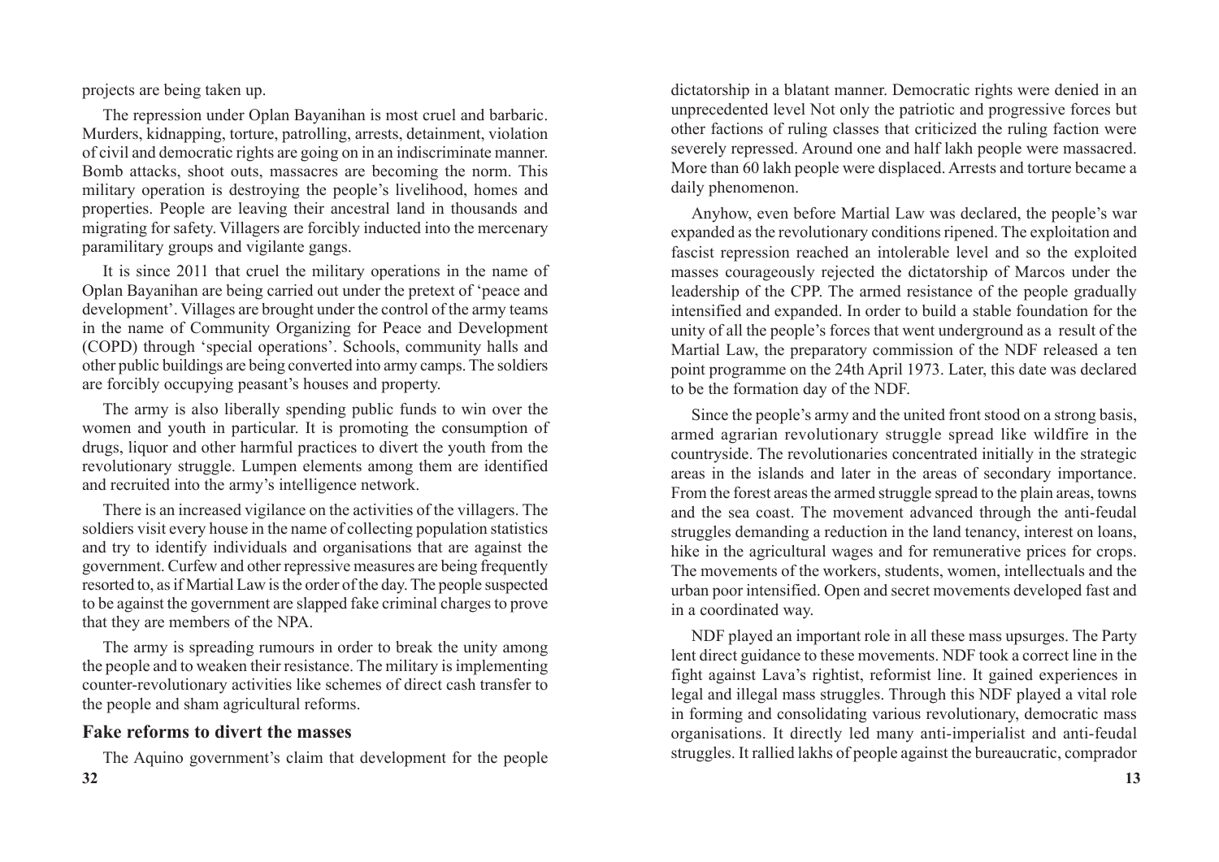projects are being taken up.

The repression under Oplan Bayanihan is most cruel and barbaric. Murders, kidnapping, torture, patrolling, arrests, detainment, violation of civil and democratic rights are going on in an indiscriminate manner. Bomb attacks, shoot outs, massacres are becoming the norm. This military operation is destroying the people's livelihood, homes and properties. People are leaving their ancestral land in thousands and migrating for safety. Villagers are forcibly inducted into the mercenary paramilitary groups and vigilante gangs.

It is since 2011 that cruel the military operations in the name of Oplan Bayanihan are being carried out under the pretext of 'peace and development'. Villages are brought under the control of the army teams in the name of Community Organizing for Peace and Development (COPD) through 'special operations'. Schools, community halls and other public buildings are being converted into army camps. The soldiers are forcibly occupying peasant's houses and property.

The army is also liberally spending public funds to win over the women and youth in particular. It is promoting the consumption of drugs, liquor and other harmful practices to divert the youth from the revolutionary struggle. Lumpen elements among them are identified and recruited into the army's intelligence network.

There is an increased vigilance on the activities of the villagers. The soldiers visit every house in the name of collecting population statistics and try to identify individuals and organisations that are against the government. Curfew and other repressive measures are being frequently resorted to, as if Martial Law is the order of the day. The people suspected to be against the government are slapped fake criminal charges to prove that they are members of the NPA.

The army is spreading rumours in order to break the unity among the people and to weaken their resistance. The military is implementing counter-revolutionary activities like schemes of direct cash transfer to the people and sham agricultural reforms.

## Fake reforms to divert the masses

The Aquino government's claim that development for the people

dictatorship in a blatant manner. Democratic rights were denied in an unprecedented level Not only the patriotic and progressive forces but other factions of ruling classes that criticized the ruling faction were severely repressed. Around one and half lakh people were massacred. More than 60 lakh people were displaced. Arrests and torture became a daily phenomenon.

Anyhow, even before Martial Law was declared, the people's war expanded as the revolutionary conditions ripened. The exploitation and fascist repression reached an intolerable level and so the exploited masses courageously rejected the dictatorship of Marcos under the leadership of the CPP. The armed resistance of the people gradually intensified and expanded. In order to build a stable foundation for the unity of all the people's forces that went underground as a result of the Martial Law, the preparatory commission of the NDF released a ten point programme on the 24th April 1973. Later, this date was declared to be the formation day of the NDF.

Since the people's army and the united front stood on a strong basis, armed agrarian revolutionary struggle spread like wildfire in the countryside. The revolutionaries concentrated initially in the strategic areas in the islands and later in the areas of secondary importance. From the forest areas the armed struggle spread to the plain areas, towns and the sea coast. The movement advanced through the anti-feudal struggles demanding a reduction in the land tenancy, interest on loans, hike in the agricultural wages and for remunerative prices for crops. The movements of the workers, students, women, intellectuals and the urban poor intensified. Open and secret movements developed fast and in a coordinated way.

NDF played an important role in all these mass upsurges. The Party lent direct guidance to these movements. NDF took a correct line in the fight against Lava's rightist, reformist line. It gained experiences in legal and illegal mass struggles. Through this NDF played a vital role in forming and consolidating various revolutionary, democratic mass organisations. It directly led many anti-imperialist and anti-feudal struggles. It rallied lakhs of people against the bureaucratic, comprador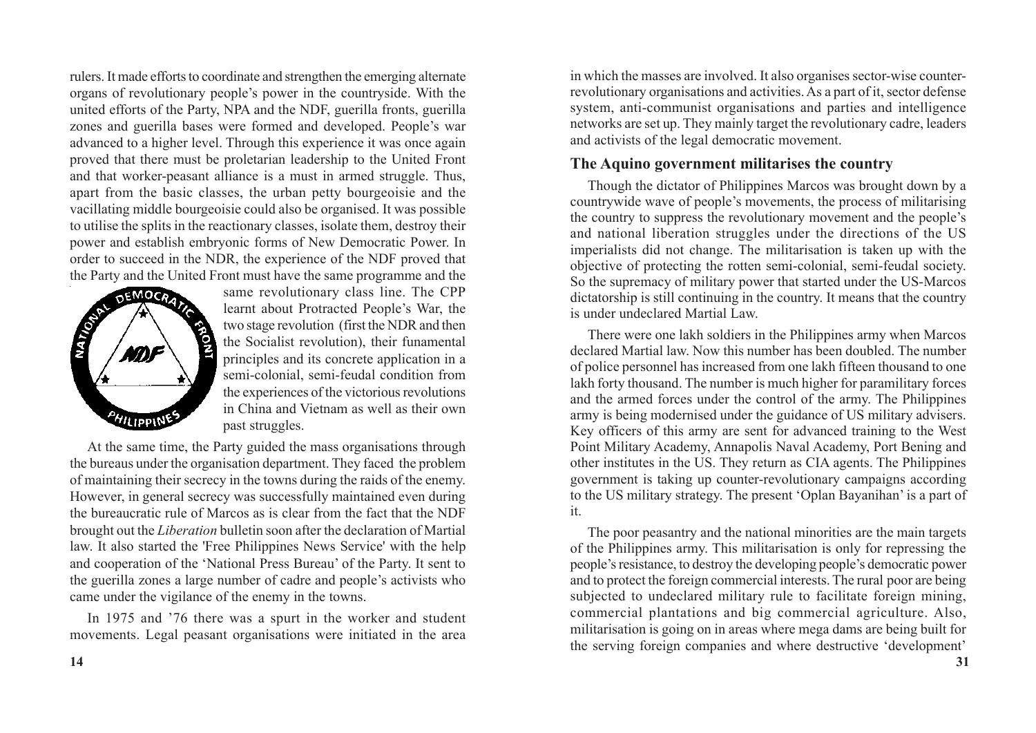rulers. It made efforts to coordinate and strengthen the emerging alternate organs of revolutionary people's power in the countryside. With the united efforts of the Party, NPA and the NDF, guerilla fronts, guerilla zones and guerilla bases were formed and developed. People's war advanced to a higher level. Through this experience it was once again proved that there must be proletarian leadership to the United Front and that worker-peasant alliance is a must in armed struggle. Thus, apart from the basic classes, the urban petty bourgeoisie and the vacillating middle bourgeoisie could also be organised. It was possible to utilise the splits in the reactionary classes, isolate them, destroy their power and establish embryonic forms of New Democratic Power. In order to succeed in the NDR, the experience of the NDF proved that the Party and the United Front must have the same programme and the same revolutionary class line. The CPP learnt about Protracted People's War, the two stage revolution (first the NDR and then the Socialist revolution), their funamental principles and its concrete application in a semi-colonial, semi-feudal condition from the experiences of the victorious revolutions in China and Vietnam as well as their own past struggles.

At the same time, the Party guided the mass organisations through the bureaus under the organisation department. They faced the problem of maintaining their secrecy in the towns during the raids of the enemy. However, in general secrecy was successfully maintained even during the bureaucratic rule of Marcos as is clear from the fact that the NDF brought out the *Liberation* bulletin soon after the declaration of Martial law. It also started the 'Free Philippines News Service' with the help and cooperation of the 'National Press Bureau' of the Party. It sent to the guerilla zones a large number of cadre and people's activists who came under the vigilance of the enemy in the towns.

In 1975 and '76 there was a spurt in the worker and student movements. Legal peasant organisations were initiated in the area in which the masses are involved. It also organises sector-wise counter-revolutionary organisations and activities. As a part of it, sector defense system, anti-communist organisations and parties and intelligence networks are set up. They mainly target the revolutionary cadre, leaders and activists of the legal democratic movement.

## The Aquino government militarises the country

Though the dictator of Philippines Marcos was brought down by a countrywide wave of people's movements, the process of militarising the country to suppress the revolutionary movement and the people's and national liberation struggles under the directions of the US imperialists did not change. The militarisation is taken up with the objective of protecting the rotten semi-colonial, semi-feudal society. So the supremacy of military power that started under the US-Marcos dictatorship is still continuing in the country. It means that the country is under undeclared Martial Law.

There were one lakh soldiers in the Philippines army when Marcos declared Martial law. Now this number has been doubled. The number of police personnel has increased from one lakh fifteen thousand to one lakh forty thousand. The number is much higher for paramilitary forces and the armed forces under the control of the army. The Philippines army is being modernised under the guidance of US military advisers. Key officers of this army are sent for advanced training to the West Point Military Academy, Annapolis Naval Academy, Port Bening and other institutes in the US. They return as CIA agents. The Philippines government is taking up counter-revolutionary campaigns according to the US military strategy. The present 'Oplan Bayanihan' is a part of it.

The poor peasantry and the national minorities are the main targets of the Philippines army. This militarisation is only for repressing the people's resistance, to destroy the developing people's democratic power and to protect the foreign commercial interests. The rural poor are being subjected to undeclared military rule to facilitate foreign mining, commercial plantations and big commercial agriculture. Also, militarisation is going on in areas where mega dams are being built for the serving foreign companies and where destructive 'development'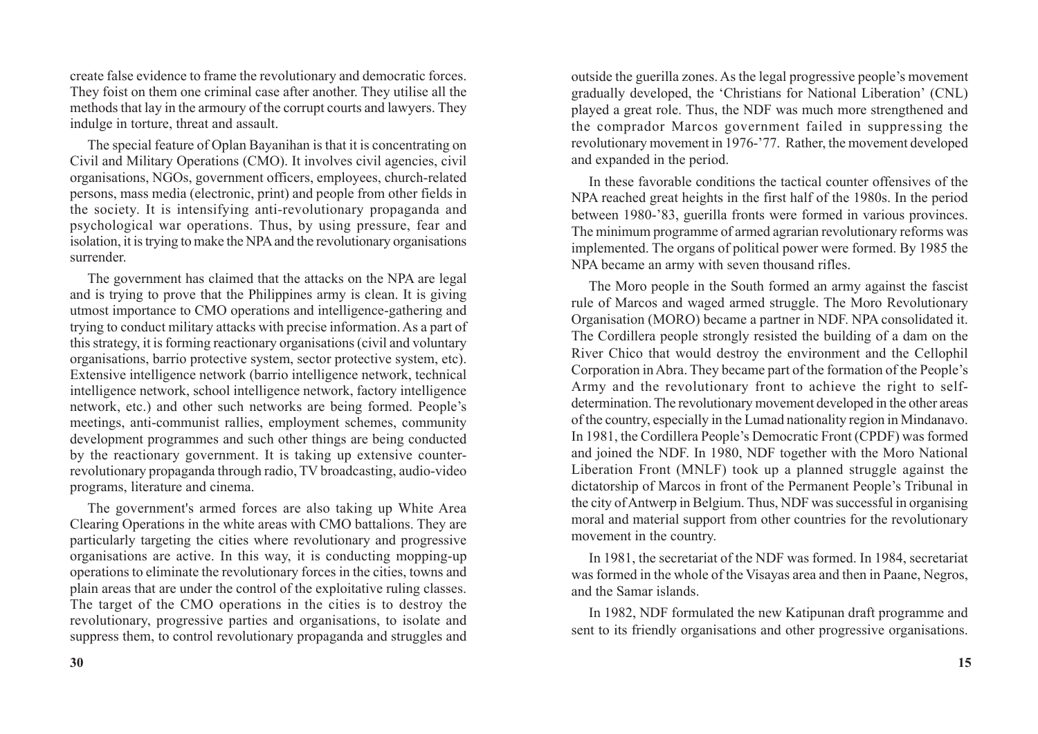create false evidence to frame the revolutionary and democratic forces. They foist on them one criminal case after another. They utilise all the methods that lay in the armoury of the corrupt courts and lawyers. They indulge in torture, threat and assault.

The special feature of Oplan Bayanihan is that it is concentrating on Civil and Military Operations (CMO). It involves civil agencies, civil organisations, NGOs, government officers, employees, church-related persons, mass media (electronic, print) and people from other fields in the society. It is intensifying anti-revolutionary propaganda and psychological war operations. Thus, by using pressure, fear and isolation, it is trying to make the NPA and the revolutionary organisations surrender.

The government has claimed that the attacks on the NPA are legal and is trying to prove that the Philippines army is clean. It is giving utmost importance to CMO operations and intelligence-gathering and trying to conduct military attacks with precise information. As a part of this strategy, it is forming reactionary organisations (civil and voluntary organisations, barrio protective system, sector protective system, etc). Extensive intelligence network (barrio intelligence network, technical intelligence network, school intelligence network, factory intelligence network, etc.) and other such networks are being formed. People's meetings, anti-communist rallies, employment schemes, community development programmes and such other things are being conducted by the reactionary government. It is taking up extensive counter-revolutionary propaganda through radio, TV broadcasting, audio-video programs, literature and cinema.

The government's armed forces are also taking up White Area Clearing Operations in the white areas with CMO battalions. They are particularly targeting the cities where revolutionary and progressive organisations are active. In this way, it is conducting mopping-up operations to eliminate the revolutionary forces in the cities, towns and plain areas that are under the control of the exploitative ruling classes. The target of the CMO operations in the cities is to destroy the revolutionary, progressive parties and organisations, to isolate and suppress them, to control revolutionary propaganda and struggles and

outside the guerilla zones. As the legal progressive people's movement gradually developed, the 'Christians for National Liberation' (CNL) played a great role. Thus, the NDF was much more strengthened and the comprador Marcos government failed in suppressing the revolutionary movement in 1976-'77. Rather, the movement developed and expanded in the period.

In these favorable conditions the tactical counter offensives of the NPA reached great heights in the first half of the 1980s. In the period between 1980-'83, guerilla fronts were formed in various provinces. The minimum programme of armed agrarian revolutionary reforms was implemented. The organs of political power were formed. By 1985 the NPA became an army with seven thousand rifles.

The Moro people in the South formed an army against the fascist rule of Marcos and waged armed struggle. The Moro Revolutionary Organisation (MORO) became a partner in NDF. NPA consolidated it. The Cordillera people strongly resisted the building of a dam on the River Chico that would destroy the environment and the Cellophil Corporation in Abra. They became part of the formation of the People's Army and the revolutionary front to achieve the right to self-determination. The revolutionary movement developed in the other areas of the country, especially in the Lumad nationality region in Mindanavo. In 1981, the Cordillera People's Democratic Front (CPDF) was formed and joined the NDF. In 1980, NDF together with the Moro National Liberation Front (MNLF) took up a planned struggle against the dictatorship of Marcos in front of the Permanent People's Tribunal in the city of Antwerp in Belgium. Thus, NDF was successful in organising moral and material support from other countries for the revolutionary movement in the country.

In 1981, the secretariat of the NDF was formed. In 1984, secretariat was formed in the whole of the Visayas area and then in Paane, Negros, and the Samar islands.

In 1982, NDF formulated the new Katipunan draft programme and sent to its friendly organisations and other progressive organisations.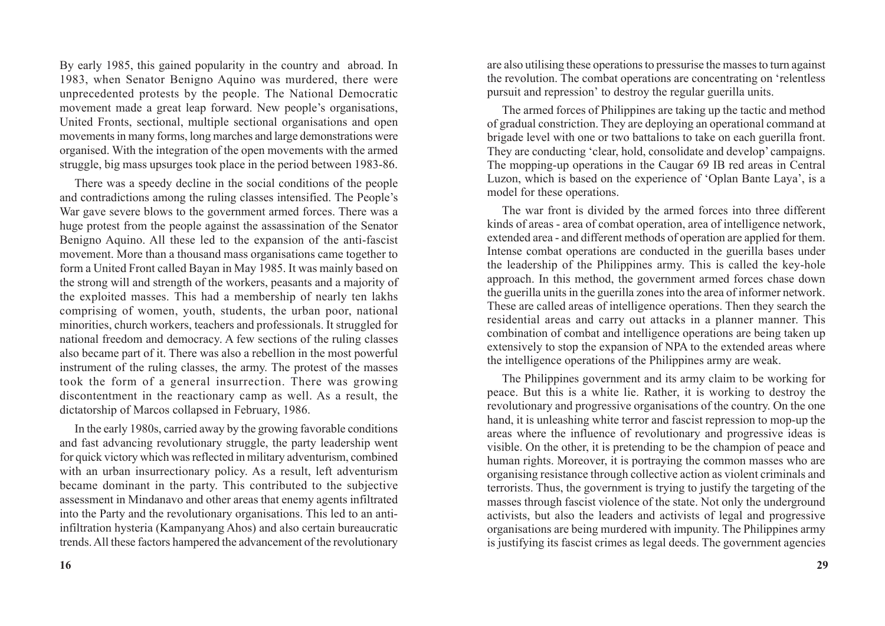By early 1985, this gained popularity in the country and abroad. In 1983, when Senator Benigno Aquino was murdered, there were unprecedented protests by the people. The National Democratic movement made a great leap forward. New people's organisations, United Fronts, sectional, multiple sectional organisations and open movements in many forms, long marches and large demonstrations were organised. With the integration of the open movements with the armed struggle, big mass upsurges took place in the period between 1983-86.

There was a speedy decline in the social conditions of the people and contradictions among the ruling classes intensified. The People's War gave severe blows to the government armed forces. There was a huge protest from the people against the assassination of the Senator Benigno Aquino. All these led to the expansion of the anti-fascist movement. More than a thousand mass organisations came together to form a United Front called Bayan in May 1985. It was mainly based on the strong will and strength of the workers, peasants and a majority of the exploited masses. This had a membership of nearly ten lakhs comprising of women, youth, students, the urban poor, national minorities, church workers, teachers and professionals. It struggled for national freedom and democracy. A few sections of the ruling classes also became part of it. There was also a rebellion in the most powerful instrument of the ruling classes, the army. The protest of the masses took the form of a general insurrection. There was growing discontentment in the reactionary camp as well. As a result, the dictatorship of Marcos collapsed in February, 1986.

In the early 1980s, carried away by the growing favorable conditions and fast advancing revolutionary struggle, the party leadership went for quick victory which was reflected in military adventurism, combined with an urban insurrectionary policy. As a result, left adventurism became dominant in the party. This contributed to the subjective assessment in Mindanavo and other areas that enemy agents infiltrated into the Party and the revolutionary organisations. This led to an anti-infiltration hysteria (Kampanyang Ahos) and also certain bureaucratic trends. All these factors hampered the advancement of the revolutionary

are also utilising these operations to pressurise the masses to turn against the revolution. The combat operations are concentrating on 'relentless pursuit and repression' to destroy the regular guerilla units.

The armed forces of Philippines are taking up the tactic and method of gradual constriction. They are deploying an operational command at brigade level with one or two battalions to take on each guerilla front. They are conducting 'clear, hold, consolidate and develop' campaigns. The mopping-up operations in the Caugar 69 IB red areas in Central Luzon, which is based on the experience of 'Oplan Bante Laya', is a model for these operations.

The war front is divided by the armed forces into three different kinds of areas - area of combat operation, area of intelligence network, extended area - and different methods of operation are applied for them. Intense combat operations are conducted in the guerilla bases under the leadership of the Philippines army. This is called the key-hole approach. In this method, the government armed forces chase down the guerilla units in the guerilla zones into the area of informer network. These are called areas of intelligence operations. Then they search the residential areas and carry out attacks in a planner manner. This combination of combat and intelligence operations are being taken up extensively to stop the expansion of NPA to the extended areas where the intelligence operations of the Philippines army are weak.

The Philippines government and its army claim to be working for peace. But this is a white lie. Rather, it is working to destroy the revolutionary and progressive organisations of the country. On the one hand, it is unleashing white terror and fascist repression to mop-up the areas where the influence of revolutionary and progressive ideas is visible. On the other, it is pretending to be the champion of peace and human rights. Moreover, it is portraying the common masses who are organising resistance through collective action as violent criminals and terrorists. Thus, the government is trying to justify the targeting of the masses through fascist violence of the state. Not only the underground activists, but also the leaders and activists of legal and progressive organisations are being murdered with impunity. The Philippines army is justifying its fascist crimes as legal deeds. The government agencies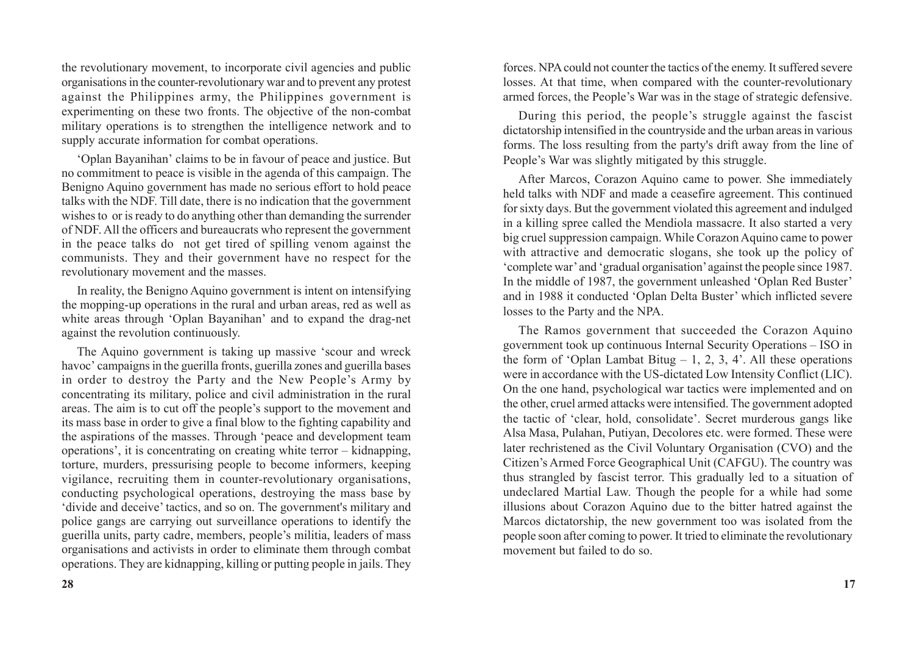the revolutionary movement, to incorporate civil agencies and public organisations in the counter-revolutionary war and to prevent any protest against the Philippines army, the Philippines government is experimenting on these two fronts. The objective of the non-combat military operations is to strengthen the intelligence network and to supply accurate information for combat operations.

'Oplan Bayanihan' claims to be in favour of peace and justice. But no commitment to peace is visible in the agenda of this campaign. The Benigno Aquino government has made no serious effort to hold peace talks with the NDF. Till date, there is no indication that the government wishes to or is ready to do anything other than demanding the surrender of NDF. All the officers and bureaucrats who represent the government in the peace talks do not get tired of spilling venom against the communists. They and their government have no respect for the revolutionary movement and the masses.

In reality, the Benigno Aquino government is intent on intensifying the mopping-up operations in the rural and urban areas, red as well as white areas through 'Oplan Bayanihan' and to expand the drag-net against the revolution continuously.

The Aquino government is taking up massive 'scour and wreck havoc' campaigns in the guerilla fronts, guerilla zones and guerilla bases in order to destroy the Party and the New People's Army by concentrating its military, police and civil administration in the rural areas. The aim is to cut off the people's support to the movement and its mass base in order to give a final blow to the fighting capability and the aspirations of the masses. Through 'peace and development team operations', it is concentrating on creating white terror – kidnapping, torture, murders, pressurising people to become informers, keeping vigilance, recruiting them in counter-revolutionary organisations, conducting psychological operations, destroying the mass base by 'divide and deceive' tactics, and so on. The government's military and police gangs are carrying out surveillance operations to identify the guerilla units, party cadre, members, people's militia, leaders of mass organisations and activists in order to eliminate them through combat operations. They are kidnapping, killing or putting people in jails. They

forces. NPA could not counter the tactics of the enemy. It suffered severe losses. At that time, when compared with the counter-revolutionary armed forces, the People's War was in the stage of strategic defensive.

During this period, the people's struggle against the fascist dictatorship intensified in the countryside and the urban areas in various forms. The loss resulting from the party's drift away from the line of People's War was slightly mitigated by this struggle.

After Marcos, Corazon Aquino came to power. She immediately held talks with NDF and made a ceasefire agreement. This continued for sixty days. But the government violated this agreement and indulged in a killing spree called the Mendiola massacre. It also started a very big cruel suppression campaign. While Corazon Aquino came to power with attractive and democratic slogans, she took up the policy of 'complete war' and 'gradual organisation' against the people since 1987. In the middle of 1987, the government unleashed 'Oplan Red Buster' and in 1988 it conducted 'Oplan Delta Buster' which inflicted severe losses to the Party and the NPA.

The Ramos government that succeeded the Corazon Aquino government took up continuous Internal Security Operations – ISO in the form of 'Oplan Lambat Bitug – 1, 2, 3, 4'. All these operations were in accordance with the US-dictated Low Intensity Conflict (LIC). On the one hand, psychological war tactics were implemented and on the other, cruel armed attacks were intensified. The government adopted the tactic of 'clear, hold, consolidate'. Secret murderous gangs like Alsa Masa, Pulahan, Putiyan, Decolores etc. were formed. These were later rechristened as the Civil Voluntary Organisation (CVO) and the Citizen's Armed Force Geographical Unit (CAFGU). The country was thus strangled by fascist terror. This gradually led to a situation of undeclared Martial Law. Though the people for a while had some illusions about Corazon Aquino due to the bitter hatred against the Marcos dictatorship, the new government too was isolated from the people soon after coming to power. It tried to eliminate the revolutionary movement but failed to do so.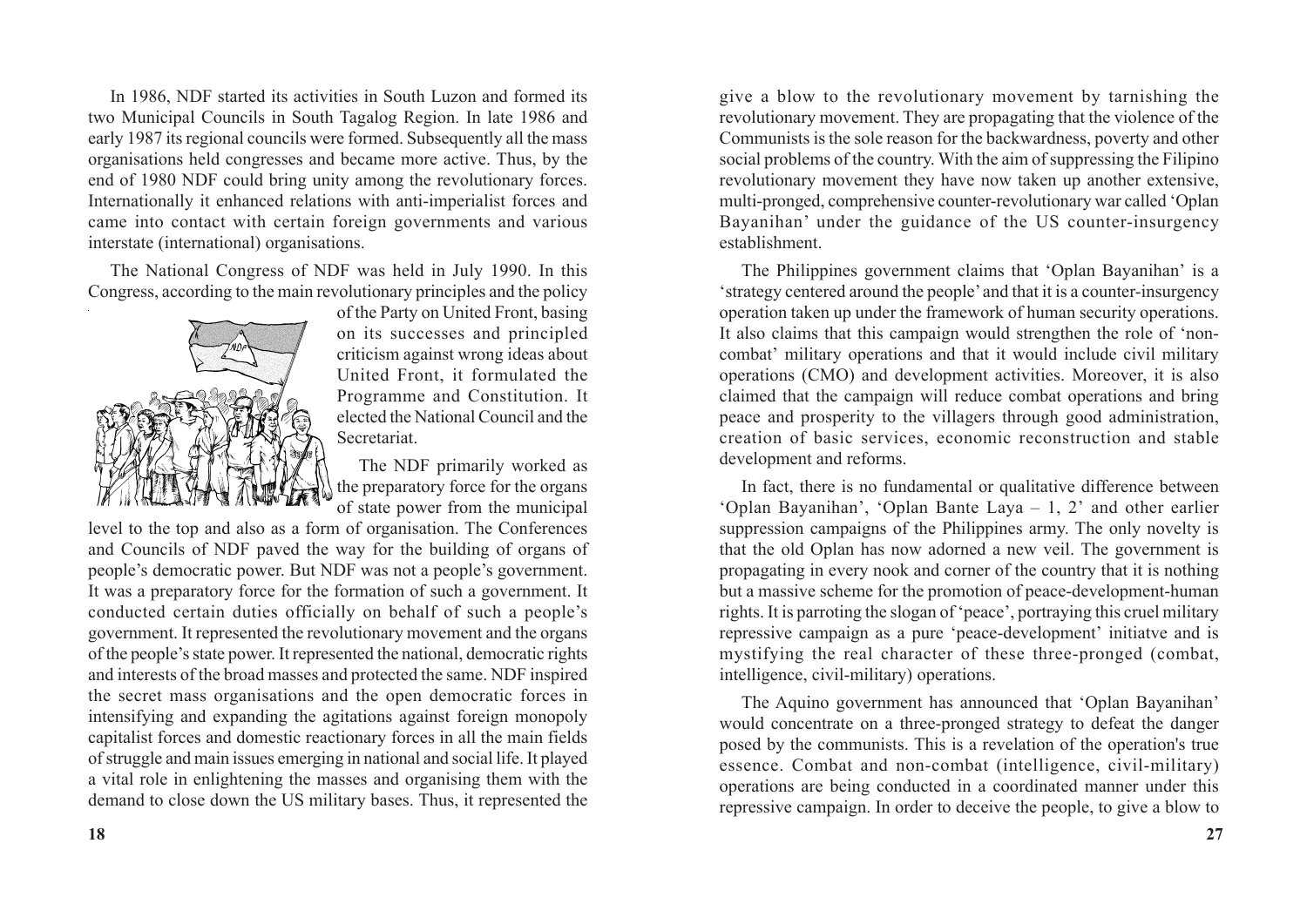In 1986, NDF started its activities in South Luzon and formed its two Municipal Councils in South Tagalog Region. In late 1986 and early 1987 its regional councils were formed. Subsequently all the mass organisations held congresses and became more active. Thus, by the end of 1980 NDF could bring unity among the revolutionary forces. Internationally it enhanced relations with anti-imperialist forces and came into contact with certain foreign governments and various interstate (international) organisations.

The National Congress of NDF was held in July 1990. In this Congress, according to the main revolutionary principles and the policy of the Party on United Front, basing on its successes and principled criticism against wrong ideas about United Front, it formulated the Programme and Constitution. It elected the National Council and the Secretariat.

The NDF primarily worked as the preparatory force for the organs of state power from the municipal level to the top and also as a form of organisation. The Conferences and Councils of NDF paved the way for the building of organs of people's democratic power. But NDF was not a people's government. It was a preparatory force for the formation of such a government. It conducted certain duties officially on behalf of such a people's government. It represented the revolutionary movement and the organs of the people's state power. It represented the national, democratic rights and interests of the broad masses and protected the same. NDF inspired the secret mass organisations and the open democratic forces in intensifying and expanding the agitations against foreign monopoly capitalist forces and domestic reactionary forces in all the main fields of struggle and main issues emerging in national and social life. It played a vital role in enlightening the masses and organising them with the demand to close down the US military bases. Thus, it represented the

give a blow to the revolutionary movement by tarnishing the revolutionary movement. They are propagating that the violence of the Communists is the sole reason for the backwardness, poverty and other social problems of the country. With the aim of suppressing the Filipino revolutionary movement they have now taken up another extensive, multi-pronged, comprehensive counter-revolutionary war called 'Oplan Bayanihan' under the guidance of the US counter-insurgency establishment.

The Philippines government claims that 'Oplan Bayanihan' is a 'strategy centered around the people' and that it is a counter-insurgency operation taken up under the framework of human security operations. It also claims that this campaign would strengthen the role of 'non-combat' military operations and that it would include civil military operations (CMO) and development activities. Moreover, it is also claimed that the campaign will reduce combat operations and bring peace and prosperity to the villagers through good administration, creation of basic services, economic reconstruction and stable development and reforms.

In fact, there is no fundamental or qualitative difference between 'Oplan Bayanihan', 'Oplan Bante Laya – 1, 2' and other earlier suppression campaigns of the Philippines army. The only novelty is that the old Oplan has now adorned a new veil. The government is propagating in every nook and corner of the country that it is nothing but a massive scheme for the promotion of peace-development-human rights. It is parroting the slogan of 'peace', portraying this cruel military repressive campaign as a pure 'peace-development' initiatve and is mystifying the real character of these three-pronged (combat, intelligence, civil-military) operations.

The Aquino government has announced that 'Oplan Bayanihan' would concentrate on a three-pronged strategy to defeat the danger posed by the communists. This is a revelation of the operation's true essence. Combat and non-combat (intelligence, civil-military) operations are being conducted in a coordinated manner under this repressive campaign. In order to deceive the people, to give a blow to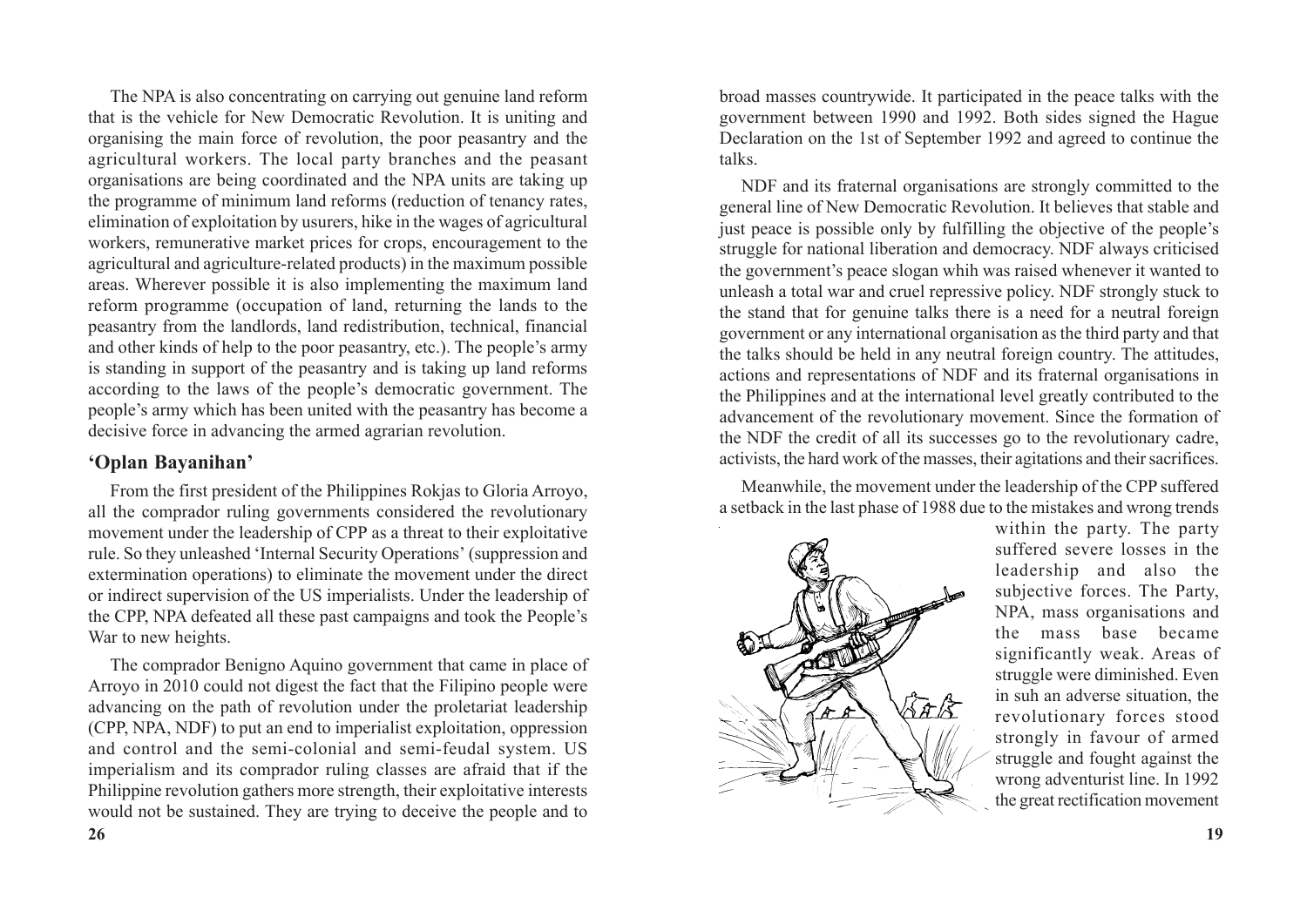The NPA is also concentrating on carrying out genuine land reform that is the vehicle for New Democratic Revolution. It is uniting and organising the main force of revolution, the poor peasantry and the agricultural workers. The local party branches and the peasant organisations are being coordinated and the NPA units are taking up the programme of minimum land reforms (reduction of tenancy rates, elimination of exploitation by usurers, hike in the wages of agricultural workers, remunerative market prices for crops, encouragement to the agricultural and agriculture-related products) in the maximum possible areas. Wherever possible it is also implementing the maximum land reform programme (occupation of land, returning the lands to the peasantry from the landlords, land redistribution, technical, financial and other kinds of help to the poor peasantry, etc.). The people's army is standing in support of the peasantry and is taking up land reforms according to the laws of the people's democratic government. The people's army which has been united with the peasantry has become a decisive force in advancing the armed agrarian revolution.

## 'Oplan Bayanihan'

From the first president of the Philippines Rokjas to Gloria Arroyo, all the comprador ruling governments considered the revolutionary movement under the leadership of CPP as a threat to their exploitative rule. So they unleashed 'Internal Security Operations' (suppression and extermination operations) to eliminate the movement under the direct or indirect supervision of the US imperialists. Under the leadership of the CPP, NPA defeated all these past campaigns and took the People's War to new heights.

The comprador Benigno Aquino government that came in place of Arroyo in 2010 could not digest the fact that the Filipino people were advancing on the path of revolution under the proletariat leadership (CPP, NPA, NDF) to put an end to imperialist exploitation, oppression and control and the semi-colonial and semi-feudal system. US imperialism and its comprador ruling classes are afraid that if the Philippine revolution gathers more strength, their exploitative interests would not be sustained. They are trying to deceive the people and to

broad masses countrywide. It participated in the peace talks with the government between 1990 and 1992. Both sides signed the Hague Declaration on the 1st of September 1992 and agreed to continue the talks.

NDF and its fraternal organisations are strongly committed to the general line of New Democratic Revolution. It believes that stable and just peace is possible only by fulfilling the objective of the people's struggle for national liberation and democracy. NDF always criticised the government's peace slogan whih was raised whenever it wanted to unleash a total war and cruel repressive policy. NDF strongly stuck to the stand that for genuine talks there is a need for a neutral foreign government or any international organisation as the third party and that the talks should be held in any neutral foreign country. The attitudes, actions and representations of NDF and its fraternal organisations in the Philippines and at the international level greatly contributed to the advancement of the revolutionary movement. Since the formation of the NDF the credit of all its successes go to the revolutionary cadre, activists, the hard work of the masses, their agitations and their sacrifices.

Meanwhile, the movement under the leadership of the CPP suffered a setback in the last phase of 1988 due to the mistakes and wrong trends within the party. The party suffered severe losses in the leadership and also the subjective forces. The Party, NPA, mass organisations and the mass base became significantly weak. Areas of struggle were diminished. Even in suh an adverse situation, the revolutionary forces stood strongly in favour of armed struggle and fought against the wrong adventurist line. In 1992 the great rectification movement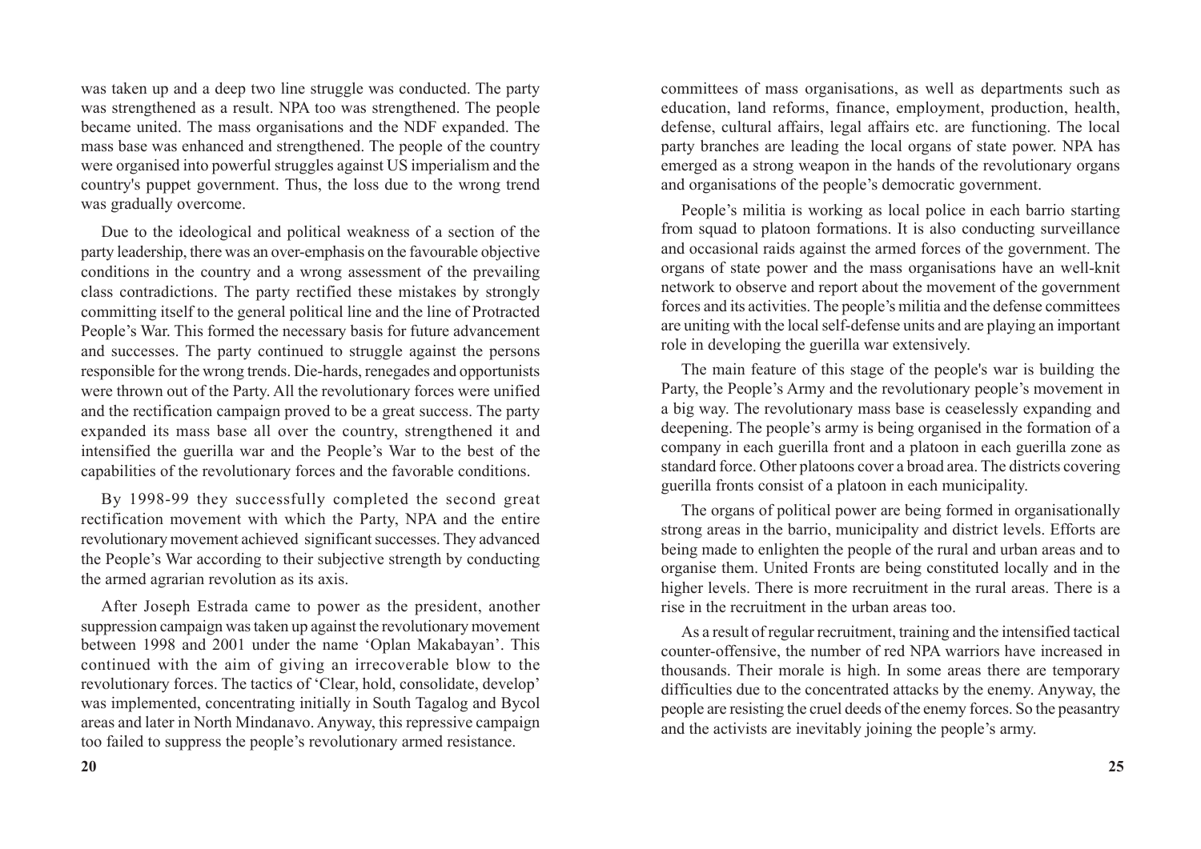was taken up and a deep two line struggle was conducted. The party was strengthened as a result. NPA too was strengthened. The people became united. The mass organisations and the NDF expanded. The mass base was enhanced and strengthened. The people of the country were organised into powerful struggles against US imperialism and the country's puppet government. Thus, the loss due to the wrong trend was gradually overcome.

Due to the ideological and political weakness of a section of the party leadership, there was an over-emphasis on the favourable objective conditions in the country and a wrong assessment of the prevailing class contradictions. The party rectified these mistakes by strongly committing itself to the general political line and the line of Protracted People's War. This formed the necessary basis for future advancement and successes. The party continued to struggle against the persons responsible for the wrong trends. Die-hards, renegades and opportunists were thrown out of the Party. All the revolutionary forces were unified and the rectification campaign proved to be a great success. The party expanded its mass base all over the country, strengthened it and intensified the guerilla war and the People's War to the best of the capabilities of the revolutionary forces and the favorable conditions.

By 1998-99 they successfully completed the second great rectification movement with which the Party, NPA and the entire revolutionary movement achieved significant successes. They advanced the People's War according to their subjective strength by conducting the armed agrarian revolution as its axis.

After Joseph Estrada came to power as the president, another suppression campaign was taken up against the revolutionary movement between 1998 and 2001 under the name 'Oplan Makabayan'. This continued with the aim of giving an irrecoverable blow to the revolutionary forces. The tactics of 'Clear, hold, consolidate, develop' was implemented, concentrating initially in South Tagalog and Bycol areas and later in North Mindanavo. Anyway, this repressive campaign too failed to suppress the people's revolutionary armed resistance.

committees of mass organisations, as well as departments such as education, land reforms, finance, employment, production, health, defense, cultural affairs, legal affairs etc. are functioning. The local party branches are leading the local organs of state power. NPA has emerged as a strong weapon in the hands of the revolutionary organs and organisations of the people's democratic government.

People's militia is working as local police in each barrio starting from squad to platoon formations. It is also conducting surveillance and occasional raids against the armed forces of the government. The organs of state power and the mass organisations have an well-knit network to observe and report about the movement of the government forces and its activities. The people's militia and the defense committees are uniting with the local self-defense units and are playing an important role in developing the guerilla war extensively.

The main feature of this stage of the people's war is building the Party, the People's Army and the revolutionary people's movement in a big way. The revolutionary mass base is ceaselessly expanding and deepening. The people's army is being organised in the formation of a company in each guerilla front and a platoon in each guerilla zone as standard force. Other platoons cover a broad area. The districts covering guerilla fronts consist of a platoon in each municipality.

The organs of political power are being formed in organisationally strong areas in the barrio, municipality and district levels. Efforts are being made to enlighten the people of the rural and urban areas and to organise them. United Fronts are being constituted locally and in the higher levels. There is more recruitment in the rural areas. There is a rise in the recruitment in the urban areas too.

As a result of regular recruitment, training and the intensified tactical counter-offensive, the number of red NPA warriors have increased in thousands. Their morale is high. In some areas there are temporary difficulties due to the concentrated attacks by the enemy. Anyway, the people are resisting the cruel deeds of the enemy forces. So the peasantry and the activists are inevitably joining the people's army.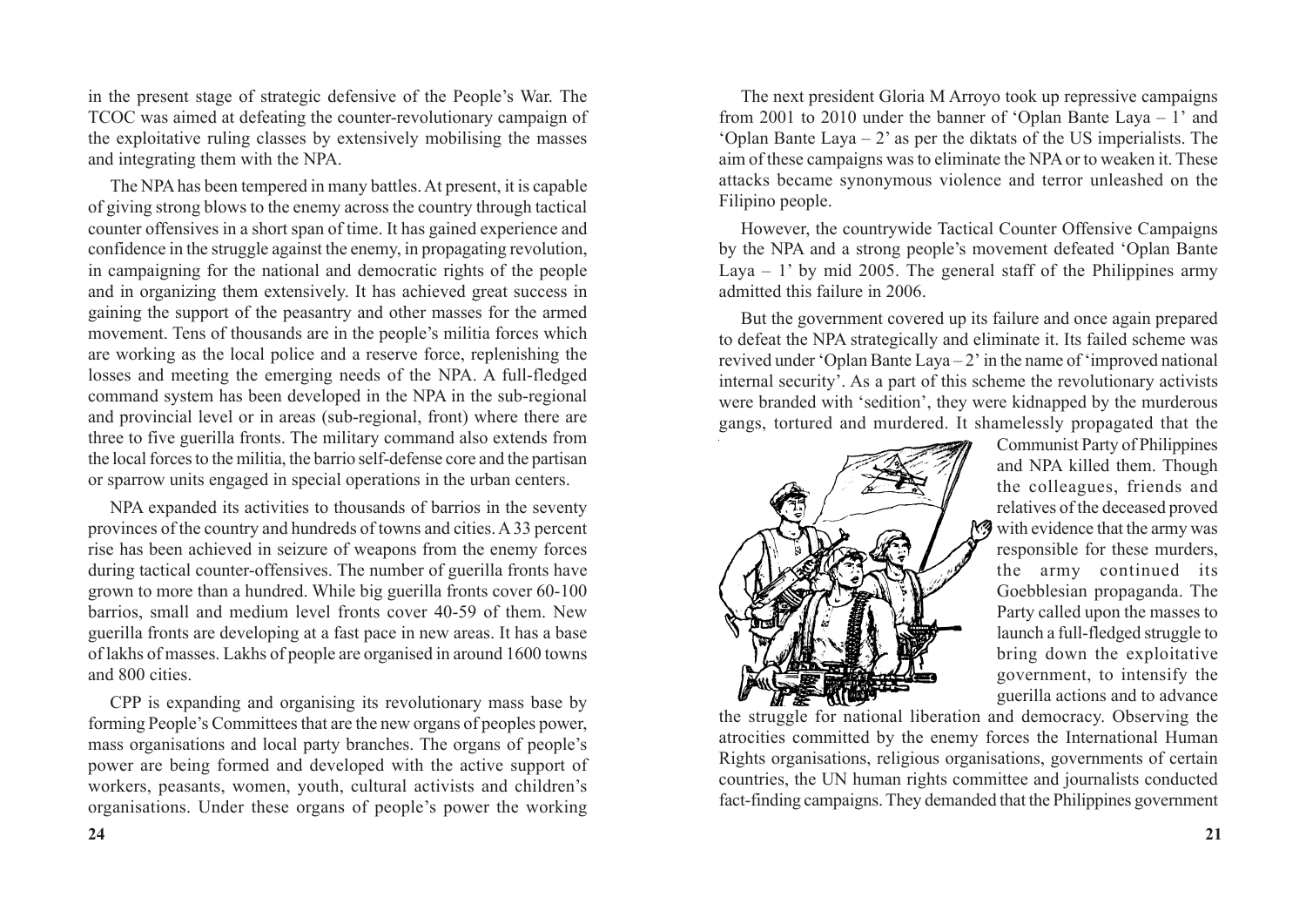in the present stage of strategic defensive of the People's War. The TCOC was aimed at defeating the counter-revolutionary campaign of the exploitative ruling classes by extensively mobilising the masses and integrating them with the NPA.

The NPA has been tempered in many battles. At present, it is capable of giving strong blows to the enemy across the country through tactical counter offensives in a short span of time. It has gained experience and confidence in the struggle against the enemy, in propagating revolution, in campaigning for the national and democratic rights of the people and in organizing them extensively. It has achieved great success in gaining the support of the peasantry and other masses for the armed movement. Tens of thousands are in the people's militia forces which are working as the local police and a reserve force, replenishing the losses and meeting the emerging needs of the NPA. A full-fledged command system has been developed in the NPA in the sub-regional and provincial level or in areas (sub-regional, front) where there are three to five guerilla fronts. The military command also extends from the local forces to the militia, the barrio self-defense core and the partisan or sparrow units engaged in special operations in the urban centers.

NPA expanded its activities to thousands of barrios in the seventy provinces of the country and hundreds of towns and cities. A 33 percent rise has been achieved in seizure of weapons from the enemy forces during tactical counter-offensives. The number of guerilla fronts have grown to more than a hundred. While big guerilla fronts cover 60-100 barrios, small and medium level fronts cover 40-59 of them. New guerilla fronts are developing at a fast pace in new areas. It has a base of lakhs of masses. Lakhs of people are organised in around 1600 towns and 800 cities.

CPP is expanding and organising its revolutionary mass base by forming People's Committees that are the new organs of peoples power, mass organisations and local party branches. The organs of people's power are being formed and developed with the active support of workers, peasants, women, youth, cultural activists and children's organisations. Under these organs of people's power the working

The next president Gloria M Arroyo took up repressive campaigns from 2001 to 2010 under the banner of 'Oplan Bante Laya – 1' and 'Oplan Bante Laya – 2' as per the diktats of the US imperialists. The aim of these campaigns was to eliminate the NPA or to weaken it. These attacks became synonymous violence and terror unleashed on the Filipino people.

However, the countrywide Tactical Counter Offensive Campaigns by the NPA and a strong people's movement defeated 'Oplan Bante Laya – 1' by mid 2005. The general staff of the Philippines army admitted this failure in 2006.

But the government covered up its failure and once again prepared to defeat the NPA strategically and eliminate it. Its failed scheme was revived under 'Oplan Bante Laya – 2' in the name of 'improved national internal security'. As a part of this scheme the revolutionary activists were branded with 'sedition', they were kidnapped by the murderous gangs, tortured and murdered. It shamelessly propagated that the Communist Party of Philippines and NPA killed them. Though the colleagues, friends and relatives of the deceased proved with evidence that the army was responsible for these murders, the army continued its Goebblesian propaganda. The Party called upon the masses to launch a full-fledged struggle to bring down the exploitative government, to intensify the guerilla actions and to advance the struggle for national liberation and democracy. Observing the atrocities committed by the enemy forces the International Human Rights organisations, religious organisations, governments of certain countries, the UN human rights committee and journalists conducted fact-finding campaigns. They demanded that the Philippines government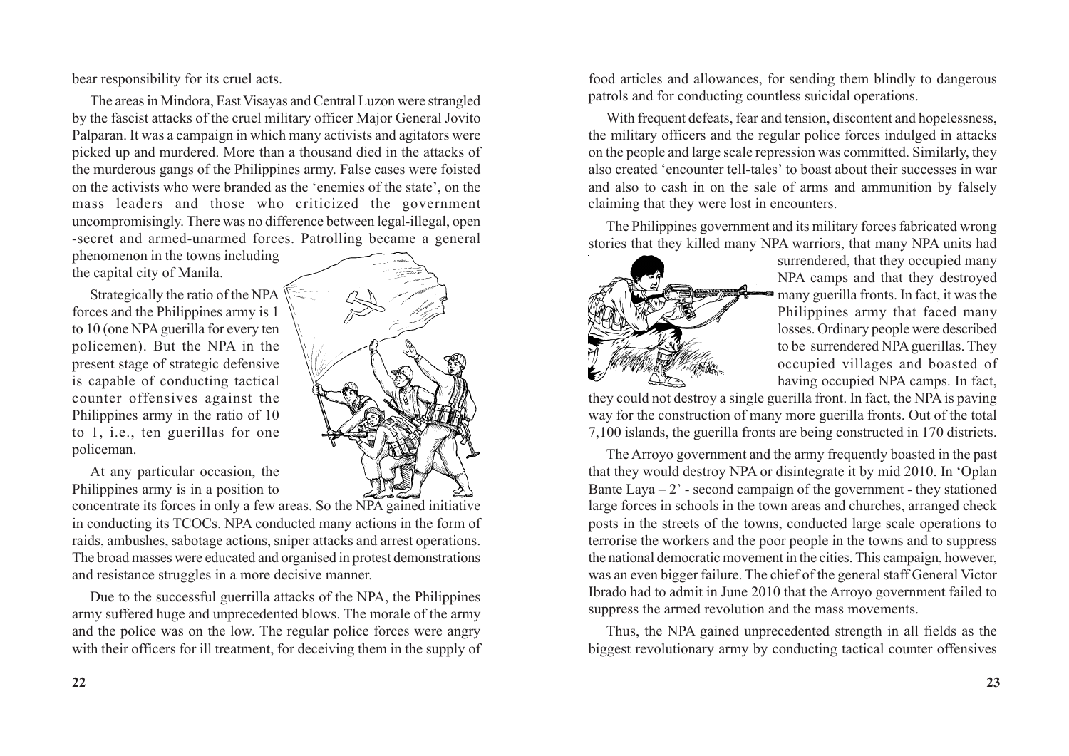bear responsibility for its cruel acts.

The areas in Mindora, East Visayas and Central Luzon were strangled by the fascist attacks of the cruel military officer Major General Jovito Palparan. It was a campaign in which many activists and agitators were picked up and murdered. More than a thousand died in the attacks of the murderous gangs of the Philippines army. False cases were foisted on the activists who were branded as the 'enemies of the state', on the mass leaders and those who criticized the government uncompromisingly. There was no difference between legal-illegal, open -secret and armed-unarmed forces. Patrolling became a general phenomenon in the towns including the capital city of Manila.

Strategically the ratio of the NPA forces and the Philippines army is 1 to 10 (one NPA guerilla for every ten policemen). But the NPA in the present stage of strategic defensive is capable of conducting tactical counter offensives against the Philippines army in the ratio of 10 to 1, i.e., ten guerillas for one policeman.

At any particular occasion, the Philippines army is in a position to concentrate its forces in only a few areas. So the NPA gained initiative in conducting its TCOCs. NPA conducted many actions in the form of raids, ambushes, sabotage actions, sniper attacks and arrest operations. The broad masses were educated and organised in protest demonstrations and resistance struggles in a more decisive manner.

Due to the successful guerrilla attacks of the NPA, the Philippines army suffered huge and unprecedented blows. The morale of the army and the police was on the low. The regular police forces were angry with their officers for ill treatment, for deceiving them in the supply of food articles and allowances, for sending them blindly to dangerous patrols and for conducting countless suicidal operations.

With frequent defeats, fear and tension, discontent and hopelessness, the military officers and the regular police forces indulged in attacks on the people and large scale repression was committed. Similarly, they also created 'encounter tell-tales' to boast about their successes in war and also to cash in on the sale of arms and ammunition by falsely claiming that they were lost in encounters.

The Philippines government and its military forces fabricated wrong stories that they killed many NPA warriors, that many NPA units had surrendered, that they occupied many NPA camps and that they destroyed many guerilla fronts. In fact, it was the Philippines army that faced many losses. Ordinary people were described to be surrendered NPA guerillas. They occupied villages and boasted of having occupied NPA camps. In fact, they could not destroy a single guerilla front. In fact, the NPA is paving way for the construction of many more guerilla fronts. Out of the total 7,100 islands, the guerilla fronts are being constructed in 170 districts.

The Arroyo government and the army frequently boasted in the past that they would destroy NPA or disintegrate it by mid 2010. In 'Oplan Bante Laya – 2' - second campaign of the government - they stationed large forces in schools in the town areas and churches, arranged check posts in the streets of the towns, conducted large scale operations to terrorise the workers and the poor people in the towns and to suppress the national democratic movement in the cities. This campaign, however, was an even bigger failure. The chief of the general staff General Victor Ibrado had to admit in June 2010 that the Arroyo government failed to suppress the armed revolution and the mass movements.

Thus, the NPA gained unprecedented strength in all fields as the biggest revolutionary army by conducting tactical counter offensives